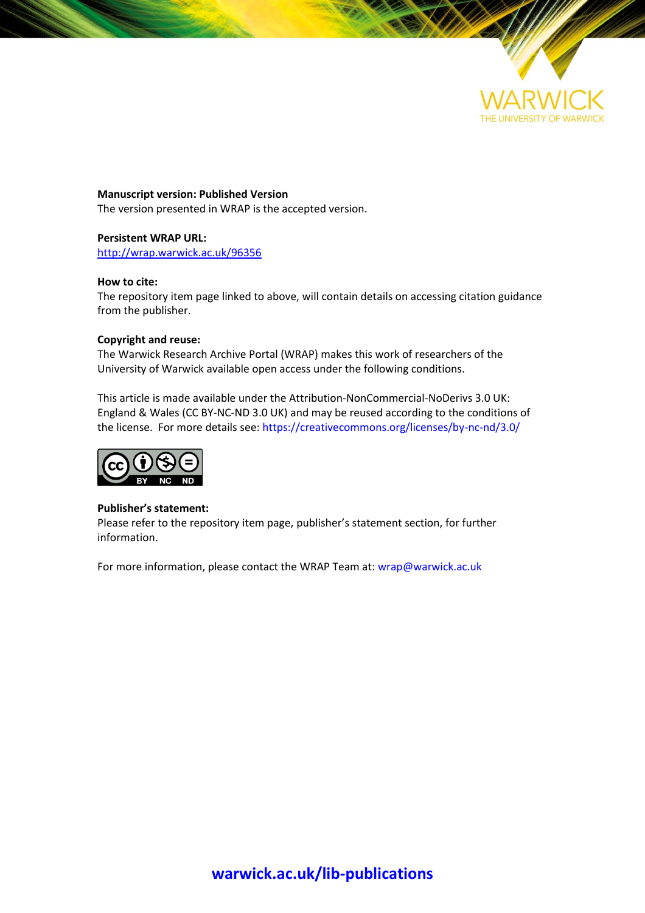**Manuscript version: Published Version**
The version presented in WRAP is the accepted version.

**Persistent WRAP URL:**
http://wrap.warwick.ac.uk/96356

**How to cite:**
The repository item page linked to above, will contain details on accessing citation guidance from the publisher.

**Copyright and reuse:**
The Warwick Research Archive Portal (WRAP) makes this work of researchers of the University of Warwick available open access under the following conditions.

This article is made available under the Attribution-NonCommercial-NoDerivs 3.0 UK: England & Wales (CC BY-NC-ND 3.0 UK) and may be reused according to the conditions of the license. For more details see: https://creativecommons.org/licenses/by-nc-nd/3.0/

**Publisher's statement:**
Please refer to the repository item page, publisher's statement section, for further information.

For more information, please contact the WRAP Team at: wrap@warwick.ac.uk

warwick.ac.uk/lib-publications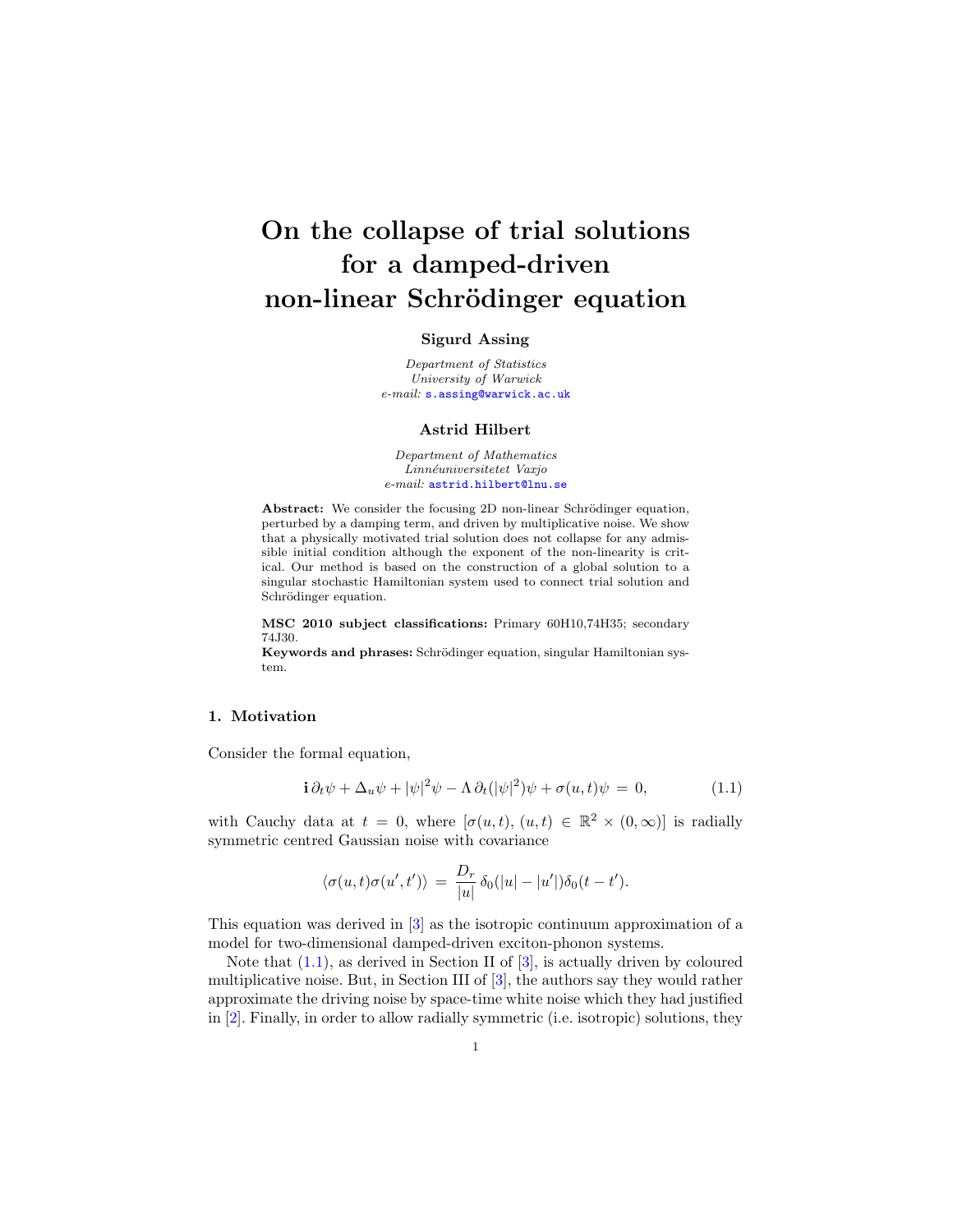# On the collapse of trial solutions for a damped-driven non-linear Schrödinger equation

**Sigurd Assing**

*Department of Statistics*
*University of Warwick*
*e-mail:* s.assing@warwick.ac.uk

**Astrid Hilbert**

*Department of Mathematics*
*Linnéuniversitetet Vaxjo*
*e-mail:* astrid.hilbert@lnu.se

**Abstract:** We consider the focusing 2D non-linear Schrödinger equation, perturbed by a damping term, and driven by multiplicative noise. We show that a physically motivated trial solution does not collapse for any admissible initial condition although the exponent of the non-linearity is critical. Our method is based on the construction of a global solution to a singular stochastic Hamiltonian system used to connect trial solution and Schrödinger equation.

**MSC 2010 subject classifications:** Primary 60H10,74H35; secondary 74J30.
**Keywords and phrases:** Schrödinger equation, singular Hamiltonian system.

## 1. Motivation

Consider the formal equation,

$$\mathbf{i}\,\partial_t\psi + \Delta_u\psi + |\psi|^2\psi - \Lambda\,\partial_t(|\psi|^2)\psi + \sigma(u,t)\psi \;=\; 0, \tag{1.1}$$

with Cauchy data at $t = 0$, where $[\sigma(u,t), (u,t) \in \mathbb{R}^2 \times (0,\infty)]$ is radially symmetric centred Gaussian noise with covariance

$$\langle\sigma(u,t)\sigma(u',t')\rangle \;=\; \frac{D_r}{|u|}\,\delta_0(|u|-|u'|)\delta_0(t-t').$$

This equation was derived in [3] as the isotropic continuum approximation of a model for two-dimensional damped-driven exciton-phonon systems.

Note that (1.1), as derived in Section II of [3], is actually driven by coloured multiplicative noise. But, in Section III of [3], the authors say they would rather approximate the driving noise by space-time white noise which they had justified in [2]. Finally, in order to allow radially symmetric (i.e. isotropic) solutions, they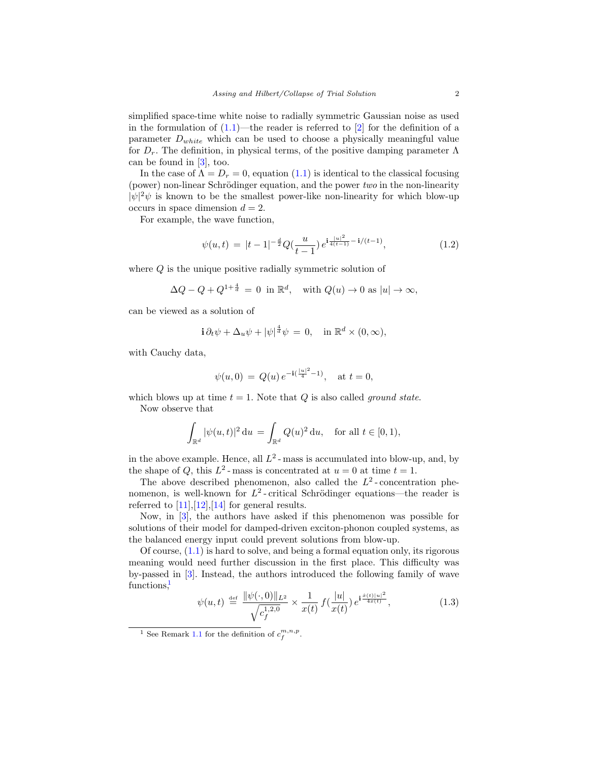simplified space-time white noise to radially symmetric Gaussian noise as used in the formulation of (1.1)—the reader is referred to [2] for the definition of a parameter $D_{white}$ which can be used to choose a physically meaningful value for $D_r$. The definition, in physical terms, of the positive damping parameter $\Lambda$ can be found in [3], too.

In the case of $\Lambda = D_r = 0$, equation (1.1) is identical to the classical focusing (power) non-linear Schrödinger equation, and the power *two* in the non-linearity $|\psi|^2\psi$ is known to be the smallest power-like non-linearity for which blow-up occurs in space dimension $d = 2$.

For example, the wave function,

$$\psi(u,t) \;=\; |t-1|^{-\frac{d}{2}} Q(\frac{u}{t-1})\, e^{\mathbf{i}\frac{|u|^2}{4(t-1)} - \mathbf{i}/(t-1)}, \tag{1.2}$$

where $Q$ is the unique positive radially symmetric solution of

$$\Delta Q - Q + Q^{1+\frac{4}{d}} \;=\; 0 \;\text{ in } \mathbb{R}^d, \quad \text{with } Q(u) \to 0 \text{ as } |u| \to \infty,$$

can be viewed as a solution of

$$\mathbf{i}\,\partial_t \psi + \Delta_u \psi + |\psi|^{\frac{4}{d}} \psi \;=\; 0, \quad \text{in } \mathbb{R}^d \times (0,\infty),$$

with Cauchy data,

$$\psi(u,0) \;=\; Q(u)\, e^{-\mathbf{i}(\frac{|u|^2}{4} - 1)}, \quad \text{at } t = 0,$$

which blows up at time $t = 1$. Note that $Q$ is also called *ground state*.

Now observe that

$$\int_{\mathbb{R}^d} |\psi(u,t)|^2 \, \mathrm{d}u \;=\; \int_{\mathbb{R}^d} Q(u)^2 \, \mathrm{d}u, \quad \text{for all } t \in [0,1),$$

in the above example. Hence, all $L^2$ - mass is accumulated into blow-up, and, by the shape of $Q$, this $L^2$ - mass is concentrated at $u = 0$ at time $t = 1$.

The above described phenomenon, also called the $L^2$ - concentration phenomenon, is well-known for $L^2$ - critical Schrödinger equations—the reader is referred to [11],[12],[14] for general results.

Now, in [3], the authors have asked if this phenomenon was possible for solutions of their model for damped-driven exciton-phonon coupled systems, as the balanced energy input could prevent solutions from blow-up.

Of course, (1.1) is hard to solve, and being a formal equation only, its rigorous meaning would need further discussion in the first place. This difficulty was by-passed in [3]. Instead, the authors introduced the following family of wave functions,[1]

$$\psi(u,t) \;\stackrel{\text{def}}{=}\; \frac{\|\psi(\cdot,0)\|_{L^2}}{\sqrt{c_f^{1,2,0}}} \times \frac{1}{x(t)}\, f(\frac{|u|}{x(t)})\, e^{\mathbf{i}\frac{\dot{x}(t)|u|^2}{4x(t)}}, \tag{1.3}$$

[1] See Remark 1.1 for the definition of $c_f^{m,n,p}$.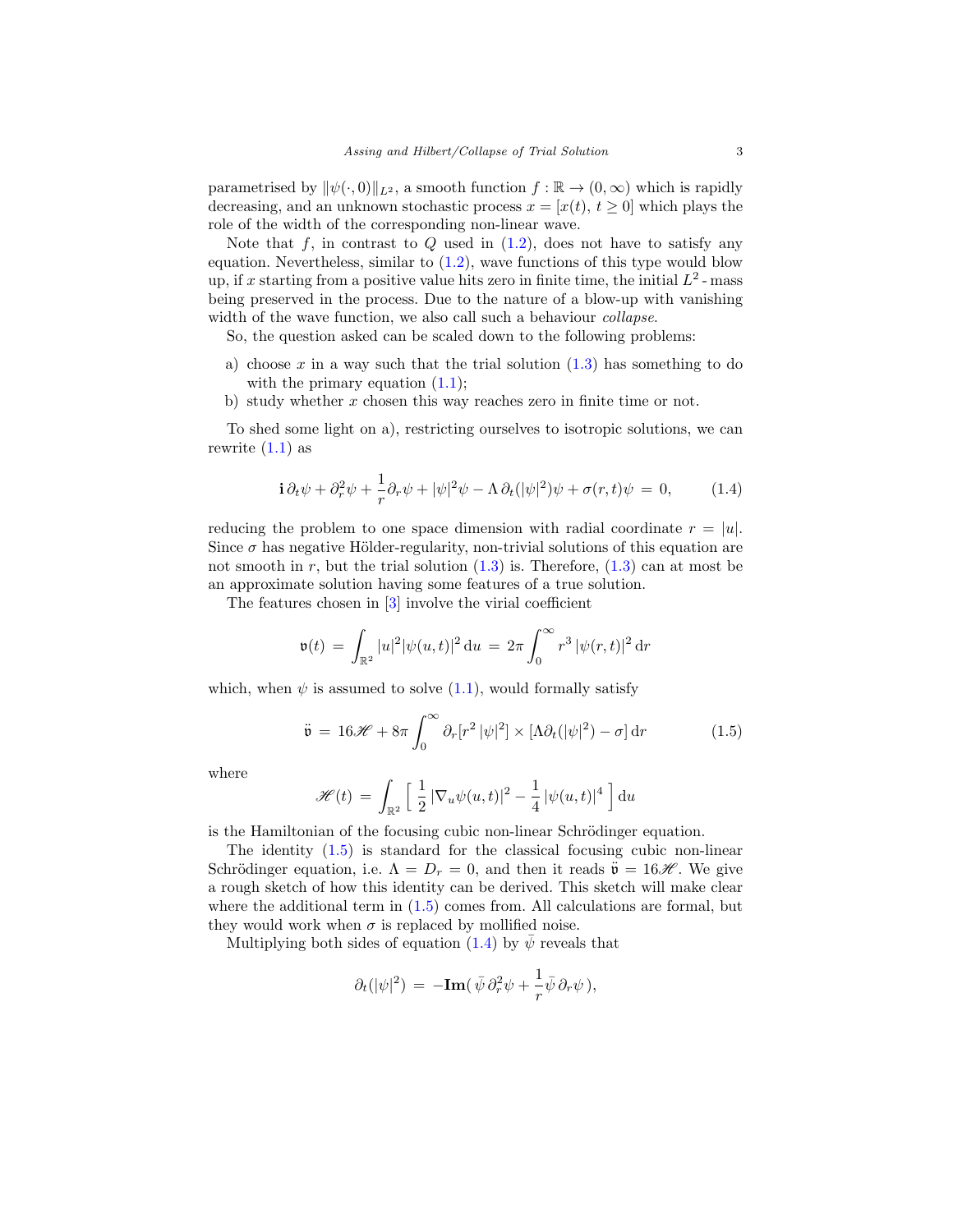parametrised by $\|\psi(\cdot,0)\|_{L^2}$, a smooth function $f:\mathbb{R}\to(0,\infty)$ which is rapidly decreasing, and an unknown stochastic process $x=[x(t),\,t\geq 0]$ which plays the role of the width of the corresponding non-linear wave.

Note that $f$, in contrast to $Q$ used in (1.2), does not have to satisfy any equation. Nevertheless, similar to (1.2), wave functions of this type would blow up, if $x$ starting from a positive value hits zero in finite time, the initial $L^2$ - mass being preserved in the process. Due to the nature of a blow-up with vanishing width of the wave function, we also call such a behaviour *collapse*.

So, the question asked can be scaled down to the following problems:

a) choose $x$ in a way such that the trial solution (1.3) has something to do with the primary equation (1.1);
b) study whether $x$ chosen this way reaches zero in finite time or not.

To shed some light on a), restricting ourselves to isotropic solutions, we can rewrite (1.1) as

$$\mathbf{i}\,\partial_t\psi+\partial_r^2\psi+\frac{1}{r}\partial_r\psi+|\psi|^2\psi-\Lambda\,\partial_t(|\psi|^2)\psi+\sigma(r,t)\psi\;=\;0, \tag{1.4}$$

reducing the problem to one space dimension with radial coordinate $r=|u|$. Since $\sigma$ has negative Hölder-regularity, non-trivial solutions of this equation are not smooth in $r$, but the trial solution (1.3) is. Therefore, (1.3) can at most be an approximate solution having some features of a true solution.

The features chosen in [3] involve the virial coefficient

$$\mathfrak{v}(t)\;=\;\int_{\mathbb{R}^2}|u|^2|\psi(u,t)|^2\,\mathrm{d}u\;=\;2\pi\int_0^\infty r^3\,|\psi(r,t)|^2\,\mathrm{d}r$$

which, when $\psi$ is assumed to solve (1.1), would formally satisfy

$$\ddot{\mathfrak{v}}\;=\;16\mathscr{H}+8\pi\int_0^\infty\partial_r[r^2\,|\psi|^2]\times[\Lambda\partial_t(|\psi|^2)-\sigma]\,\mathrm{d}r \tag{1.5}$$

where

$$\mathscr{H}(t)\;=\;\int_{\mathbb{R}^2}\Big[\;\frac{1}{2}\,|\nabla_u\psi(u,t)|^2-\frac{1}{4}\,|\psi(u,t)|^4\;\Big]\,\mathrm{d}u$$

is the Hamiltonian of the focusing cubic non-linear Schrödinger equation.

The identity (1.5) is standard for the classical focusing cubic non-linear Schrödinger equation, i.e. $\Lambda=D_r=0$, and then it reads $\ddot{\mathfrak{v}}=16\mathscr{H}$. We give a rough sketch of how this identity can be derived. This sketch will make clear where the additional term in (1.5) comes from. All calculations are formal, but they would work when $\sigma$ is replaced by mollified noise.

Multiplying both sides of equation (1.4) by $\bar{\psi}$ reveals that

$$\partial_t(|\psi|^2)\;=\;-\mathbf{Im}(\,\bar{\psi}\,\partial_r^2\psi+\frac{1}{r}\bar{\psi}\,\partial_r\psi\,),$$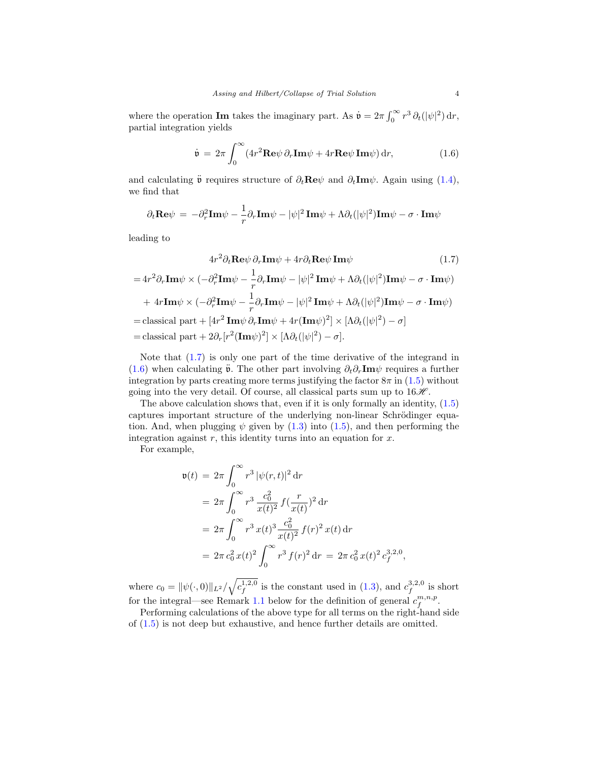where the operation $\mathbf{Im}$ takes the imaginary part. As $\dot{\mathfrak{v}} = 2\pi \int_0^\infty r^3\, \partial_t(|\psi|^2)\,\mathrm{d}r$, partial integration yields

$$\dot{\mathfrak{v}} \;=\; 2\pi \int_0^\infty (4r^2 \mathbf{Re}\psi\, \partial_r \mathbf{Im}\psi + 4r \mathbf{Re}\psi\, \mathbf{Im}\psi)\,\mathrm{d}r, \tag{1.6}$$

and calculating $\ddot{\mathfrak{v}}$ requires structure of $\partial_t \mathbf{Re}\psi$ and $\partial_t \mathbf{Im}\psi$. Again using (1.4), we find that

$$\partial_t \mathbf{Re}\psi \;=\; -\partial_r^2 \mathbf{Im}\psi - \frac{1}{r}\partial_r \mathbf{Im}\psi - |\psi|^2\, \mathbf{Im}\psi + \Lambda \partial_t(|\psi|^2)\mathbf{Im}\psi - \sigma \cdot \mathbf{Im}\psi$$

leading to

$$\begin{aligned}
& 4r^2 \partial_t \mathbf{Re}\psi\, \partial_r \mathbf{Im}\psi + 4r \partial_t \mathbf{Re}\psi\, \mathbf{Im}\psi \qquad\qquad (1.7)\\
&= 4r^2 \partial_r \mathbf{Im}\psi \times (-\partial_r^2 \mathbf{Im}\psi - \frac{1}{r}\partial_r \mathbf{Im}\psi - |\psi|^2\, \mathbf{Im}\psi + \Lambda \partial_t(|\psi|^2)\mathbf{Im}\psi - \sigma \cdot \mathbf{Im}\psi)\\
&\quad + 4r \mathbf{Im}\psi \times (-\partial_r^2 \mathbf{Im}\psi - \frac{1}{r}\partial_r \mathbf{Im}\psi - |\psi|^2\, \mathbf{Im}\psi + \Lambda \partial_t(|\psi|^2)\mathbf{Im}\psi - \sigma \cdot \mathbf{Im}\psi)\\
&= \text{classical part} + [4r^2\, \mathbf{Im}\psi\, \partial_r \mathbf{Im}\psi + 4r(\mathbf{Im}\psi)^2] \times [\Lambda \partial_t(|\psi|^2) - \sigma]\\
&= \text{classical part} + 2\partial_r[r^2(\mathbf{Im}\psi)^2] \times [\Lambda \partial_t(|\psi|^2) - \sigma].
\end{aligned}$$

Note that (1.7) is only one part of the time derivative of the integrand in (1.6) when calculating $\ddot{\mathfrak{v}}$. The other part involving $\partial_t \partial_r \mathbf{Im}\psi$ requires a further integration by parts creating more terms justifying the factor $8\pi$ in (1.5) without going into the very detail. Of course, all classical parts sum up to $16\mathscr{H}$.

The above calculation shows that, even if it is only formally an identity, (1.5) captures important structure of the underlying non-linear Schrödinger equation. And, when plugging $\psi$ given by (1.3) into (1.5), and then performing the integration against $r$, this identity turns into an equation for $x$.

For example,

$$\begin{aligned}
\mathfrak{v}(t) \;&=\; 2\pi \int_0^\infty r^3\, |\psi(r,t)|^2\,\mathrm{d}r\\
&=\; 2\pi \int_0^\infty r^3\, \frac{c_0^2}{x(t)^2}\, f(\frac{r}{x(t)})^2\,\mathrm{d}r\\
&=\; 2\pi \int_0^\infty r^3\, x(t)^3 \frac{c_0^2}{x(t)^2}\, f(r)^2\, x(t)\,\mathrm{d}r\\
&=\; 2\pi\, c_0^2\, x(t)^2 \int_0^\infty r^3\, f(r)^2\,\mathrm{d}r \;=\; 2\pi\, c_0^2\, x(t)^2\, c_f^{3,2,0},
\end{aligned}$$

where $c_0 = \|\psi(\cdot,0)\|_{L^2}/\sqrt{c_f^{1,2,0}}$ is the constant used in (1.3), and $c_f^{3,2,0}$ is short for the integral—see Remark 1.1 below for the definition of general $c_f^{m,n,p}$.

Performing calculations of the above type for all terms on the right-hand side of (1.5) is not deep but exhaustive, and hence further details are omitted.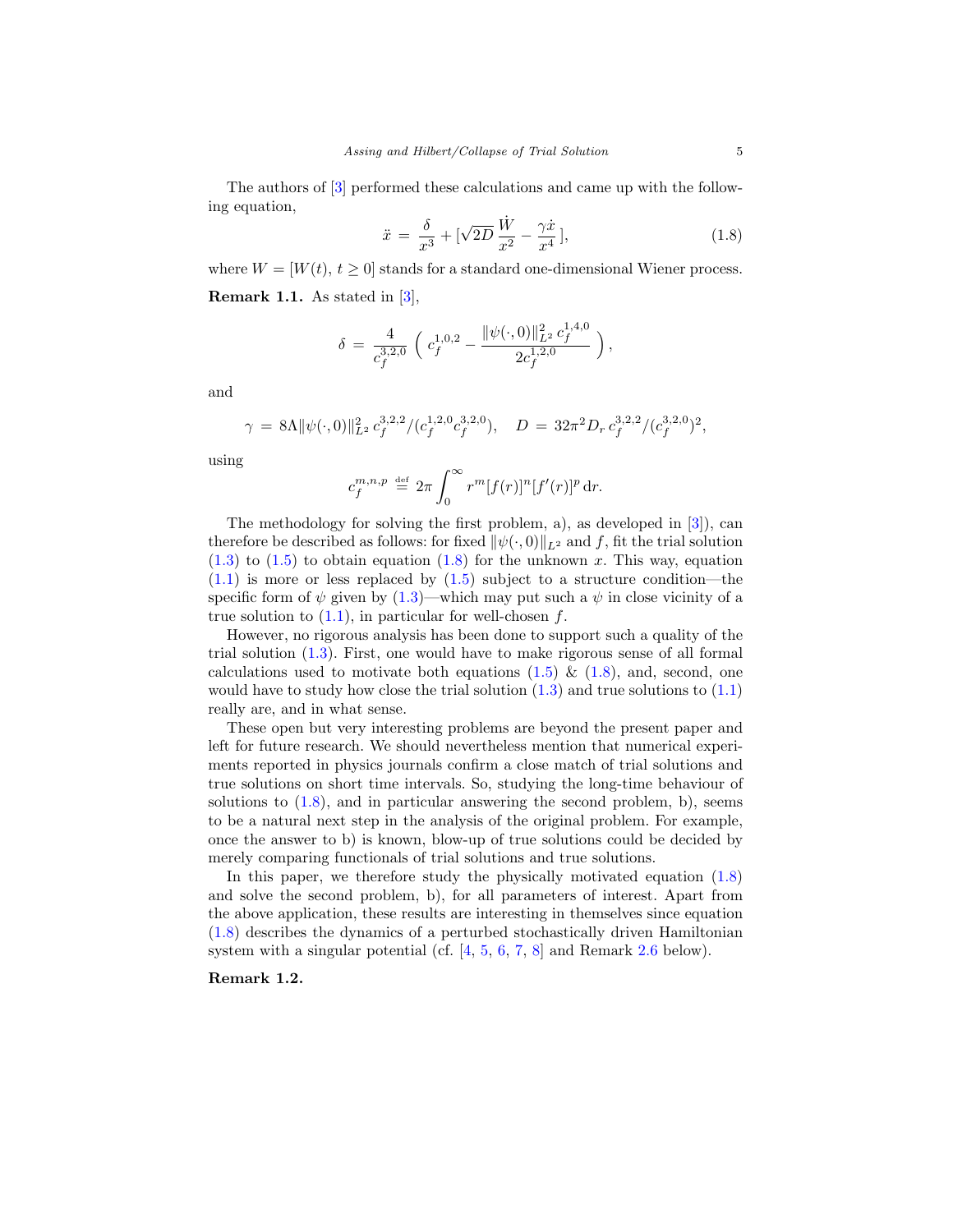The authors of [3] performed these calculations and came up with the following equation,

$$\ddot{x} \;=\; \frac{\delta}{x^3} + [\sqrt{2D}\,\frac{\dot{W}}{x^2} - \frac{\gamma \dot{x}}{x^4}\,], \tag{1.8}$$

where $W = [W(t),\, t \geq 0]$ stands for a standard one-dimensional Wiener process.

**Remark 1.1.** As stated in [3],

$$\delta \;=\; \frac{4}{c_f^{3,2,0}}\,\Big(\; c_f^{1,0,2} - \frac{\|\psi(\cdot,0)\|_{L^2}^2\, c_f^{1,4,0}}{2c_f^{1,2,0}}\;\Big),$$

and

$$\gamma \;=\; 8\Lambda \|\psi(\cdot,0)\|_{L^2}^2\, c_f^{3,2,2}/(c_f^{1,2,0}c_f^{3,2,0}), \quad D \;=\; 32\pi^2 D_r\, c_f^{3,2,2}/(c_f^{3,2,0})^2,$$

using

$$c_f^{m,n,p} \;\stackrel{\text{def}}{=}\; 2\pi \int_0^\infty r^m [f(r)]^n [f'(r)]^p \,\mathrm{d}r.$$

The methodology for solving the first problem, a), as developed in [3]), can therefore be described as follows: for fixed $\|\psi(\cdot,0)\|_{L^2}$ and $f$, fit the trial solution (1.3) to (1.5) to obtain equation (1.8) for the unknown $x$. This way, equation (1.1) is more or less replaced by (1.5) subject to a structure condition—the specific form of $\psi$ given by (1.3)—which may put such a $\psi$ in close vicinity of a true solution to (1.1), in particular for well-chosen $f$.

However, no rigorous analysis has been done to support such a quality of the trial solution (1.3). First, one would have to make rigorous sense of all formal calculations used to motivate both equations (1.5) & (1.8), and, second, one would have to study how close the trial solution (1.3) and true solutions to (1.1) really are, and in what sense.

These open but very interesting problems are beyond the present paper and left for future research. We should nevertheless mention that numerical experiments reported in physics journals confirm a close match of trial solutions and true solutions on short time intervals. So, studying the long-time behaviour of solutions to (1.8), and in particular answering the second problem, b), seems to be a natural next step in the analysis of the original problem. For example, once the answer to b) is known, blow-up of true solutions could be decided by merely comparing functionals of trial solutions and true solutions.

In this paper, we therefore study the physically motivated equation (1.8) and solve the second problem, b), for all parameters of interest. Apart from the above application, these results are interesting in themselves since equation (1.8) describes the dynamics of a perturbed stochastically driven Hamiltonian system with a singular potential (cf. [4, 5, 6, 7, 8] and Remark 2.6 below).

**Remark 1.2.**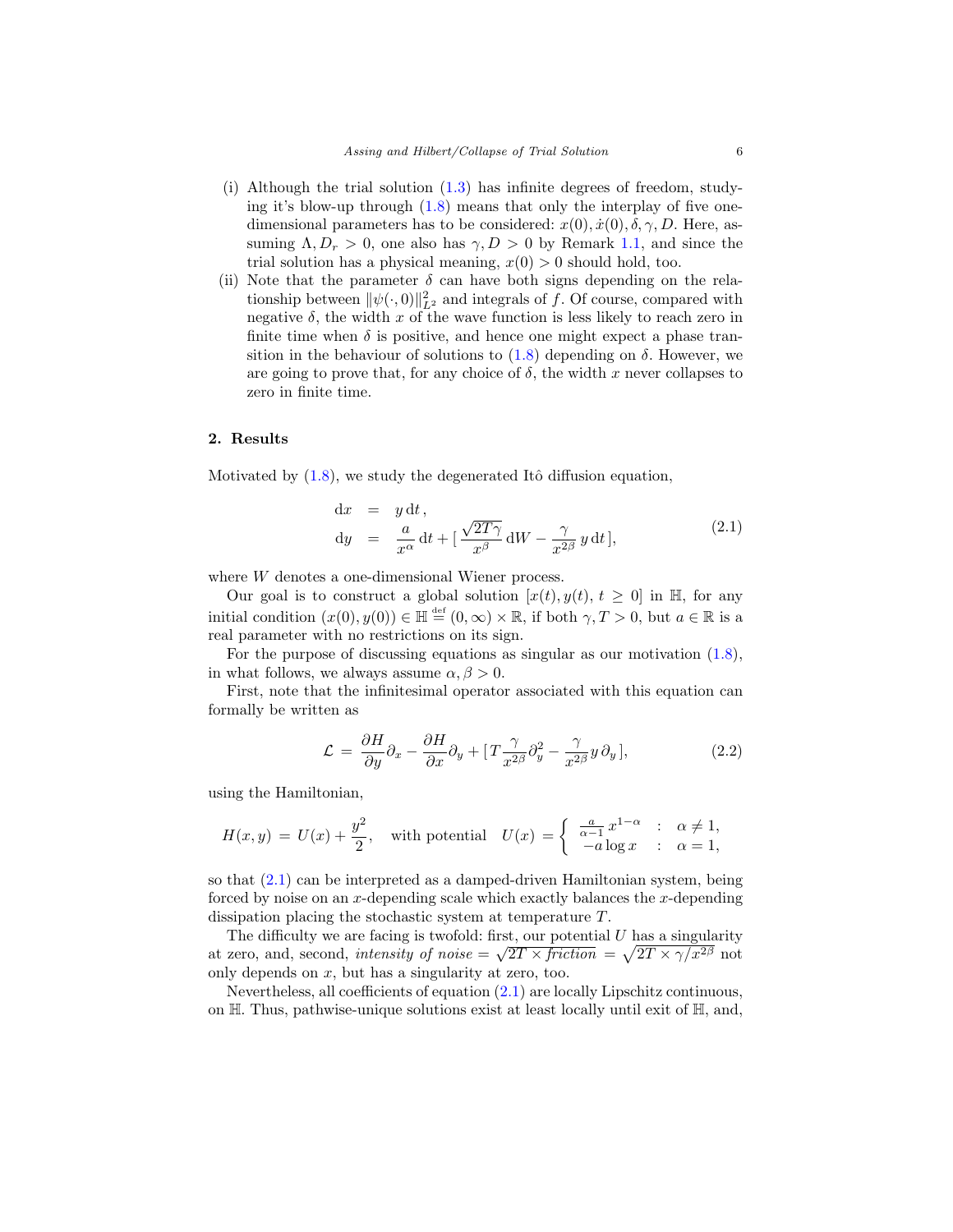(i) Although the trial solution (1.3) has infinite degrees of freedom, studying it's blow-up through (1.8) means that only the interplay of five one-dimensional parameters has to be considered: $x(0), \dot{x}(0), \delta, \gamma, D$. Here, assuming $\Lambda, D_r > 0$, one also has $\gamma, D > 0$ by Remark 1.1, and since the trial solution has a physical meaning, $x(0) > 0$ should hold, too.

(ii) Note that the parameter $\delta$ can have both signs depending on the relationship between $\|\psi(\cdot, 0)\|_{L^2}^2$ and integrals of $f$. Of course, compared with negative $\delta$, the width $x$ of the wave function is less likely to reach zero in finite time when $\delta$ is positive, and hence one might expect a phase transition in the behaviour of solutions to (1.8) depending on $\delta$. However, we are going to prove that, for any choice of $\delta$, the width $x$ never collapses to zero in finite time.

## 2. Results

Motivated by (1.8), we study the degenerated Itô diffusion equation,

$$
\begin{aligned}
\mathrm{d}x &= y\,\mathrm{d}t\,, \\
\mathrm{d}y &= \frac{a}{x^\alpha}\,\mathrm{d}t + [\,\frac{\sqrt{2T\gamma}}{x^\beta}\,\mathrm{d}W - \frac{\gamma}{x^{2\beta}}\,y\,\mathrm{d}t\,],
\end{aligned}
\tag{2.1}
$$

where $W$ denotes a one-dimensional Wiener process.

Our goal is to construct a global solution $[x(t), y(t), t \geq 0]$ in $\mathbb{H}$, for any initial condition $(x(0), y(0)) \in \mathbb{H} \stackrel{\text{def}}{=} (0, \infty) \times \mathbb{R}$, if both $\gamma, T > 0$, but $a \in \mathbb{R}$ is a real parameter with no restrictions on its sign.

For the purpose of discussing equations as singular as our motivation (1.8), in what follows, we always assume $\alpha, \beta > 0$.

First, note that the infinitesimal operator associated with this equation can formally be written as

$$
\mathcal{L} = \frac{\partial H}{\partial y}\partial_x - \frac{\partial H}{\partial x}\partial_y + [\,T\frac{\gamma}{x^{2\beta}}\partial_y^2 - \frac{\gamma}{x^{2\beta}}y\,\partial_y\,],
\tag{2.2}
$$

using the Hamiltonian,

$$
H(x, y) = U(x) + \frac{y^2}{2}, \quad \text{with potential} \quad U(x) = \begin{cases} \frac{a}{\alpha - 1}\,x^{1-\alpha} & : \quad \alpha \neq 1, \\ -a\log x & : \quad \alpha = 1, \end{cases}
$$

so that (2.1) can be interpreted as a damped-driven Hamiltonian system, being forced by noise on an $x$-depending scale which exactly balances the $x$-depending dissipation placing the stochastic system at temperature $T$.

The difficulty we are facing is twofold: first, our potential $U$ has a singularity at zero, and, second, *intensity of noise* $= \sqrt{2T \times \textit{friction}} = \sqrt{2T \times \gamma/x^{2\beta}}$ not only depends on $x$, but has a singularity at zero, too.

Nevertheless, all coefficients of equation (2.1) are locally Lipschitz continuous, on $\mathbb{H}$. Thus, pathwise-unique solutions exist at least locally until exit of $\mathbb{H}$, and,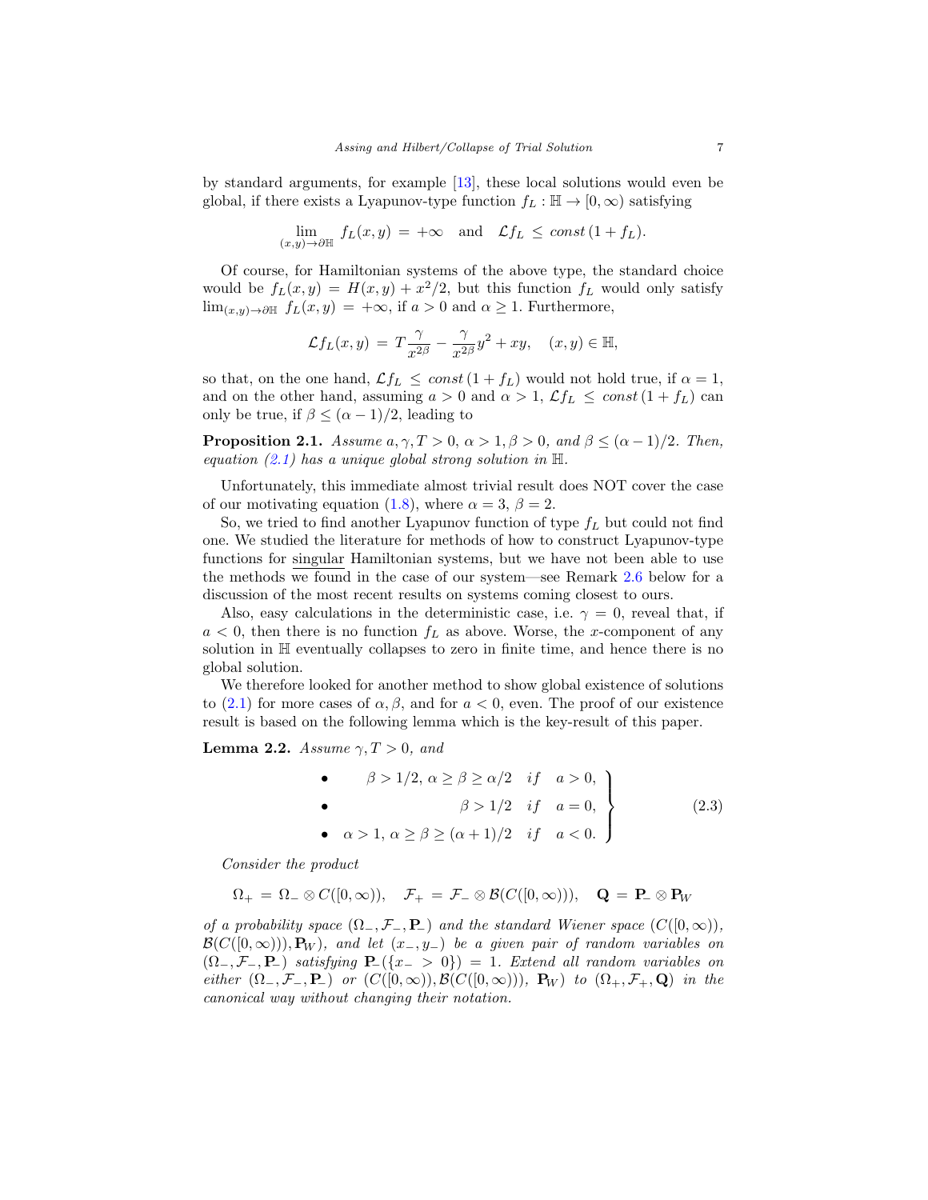by standard arguments, for example [13], these local solutions would even be global, if there exists a Lyapunov-type function $f_L : \mathbb{H} \to [0,\infty)$ satisfying

$$\lim_{(x,y)\to\partial\mathbb{H}} f_L(x,y) = +\infty \quad \text{and} \quad \mathcal{L}f_L \le \mathit{const}\,(1+f_L).$$

Of course, for Hamiltonian systems of the above type, the standard choice would be $f_L(x,y) = H(x,y) + x^2/2$, but this function $f_L$ would only satisfy $\lim_{(x,y)\to\partial\mathbb{H}} f_L(x,y) = +\infty$, if $a > 0$ and $\alpha \ge 1$. Furthermore,

$$\mathcal{L}f_L(x,y) = T\frac{\gamma}{x^{2\beta}} - \frac{\gamma}{x^{2\beta}}y^2 + xy, \quad (x,y) \in \mathbb{H},$$

so that, on the one hand, $\mathcal{L}f_L \le \mathit{const}\,(1+f_L)$ would not hold true, if $\alpha = 1$, and on the other hand, assuming $a > 0$ and $\alpha > 1$, $\mathcal{L}f_L \le \mathit{const}\,(1+f_L)$ can only be true, if $\beta \le (\alpha-1)/2$, leading to

**Proposition 2.1.** *Assume $a, \gamma, T > 0$, $\alpha > 1, \beta > 0$, and $\beta \le (\alpha-1)/2$. Then, equation (2.1) has a unique global strong solution in $\mathbb{H}$.*

Unfortunately, this immediate almost trivial result does NOT cover the case of our motivating equation (1.8), where $\alpha = 3$, $\beta = 2$.

So, we tried to find another Lyapunov function of type $f_L$ but could not find one. We studied the literature for methods of how to construct Lyapunov-type functions for singular Hamiltonian systems, but we have not been able to use the methods we found in the case of our system—see Remark 2.6 below for a discussion of the most recent results on systems coming closest to ours.

Also, easy calculations in the deterministic case, i.e. $\gamma = 0$, reveal that, if $a < 0$, then there is no function $f_L$ as above. Worse, the $x$-component of any solution in $\mathbb{H}$ eventually collapses to zero in finite time, and hence there is no global solution.

We therefore looked for another method to show global existence of solutions to (2.1) for more cases of $\alpha, \beta$, and for $a < 0$, even. The proof of our existence result is based on the following lemma which is the key-result of this paper.

**Lemma 2.2.** *Assume $\gamma, T > 0$, and*

$$\left.\begin{array}{rl} \bullet \quad \beta > 1/2,\ \alpha \ge \beta \ge \alpha/2 & \text{if} \quad a > 0, \\ \bullet \quad \beta > 1/2 & \text{if} \quad a = 0, \\ \bullet \quad \alpha > 1,\ \alpha \ge \beta \ge (\alpha+1)/2 & \text{if} \quad a < 0. \end{array}\right\} \tag{2.3}$$

*Consider the product*

$$\Omega_+ = \Omega_- \otimes C([0,\infty)), \quad \mathcal{F}_+ = \mathcal{F}_- \otimes \mathcal{B}(C([0,\infty))), \quad \mathbf{Q} = \mathbf{P}_- \otimes \mathbf{P}_W$$

*of a probability space $(\Omega_-, \mathcal{F}_-, \mathbf{P}_-)$ and the standard Wiener space $(C([0,\infty)),$ $\mathcal{B}(C([0,\infty))), \mathbf{P}_W)$, and let $(x_-, y_-)$ be a given pair of random variables on $(\Omega_-, \mathcal{F}_-, \mathbf{P}_-)$ satisfying $\mathbf{P}_-(\{x_- > 0\}) = 1$. Extend all random variables on either $(\Omega_-, \mathcal{F}_-, \mathbf{P}_-)$ or $(C([0,\infty)), \mathcal{B}(C([0,\infty))),\ \mathbf{P}_W)$ to $(\Omega_+, \mathcal{F}_+, \mathbf{Q})$ in the canonical way without changing their notation.*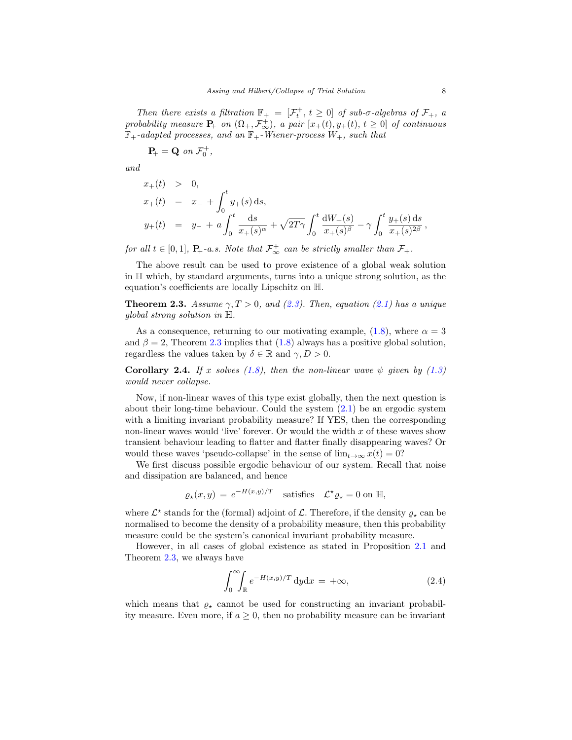*Then there exists a filtration $\mathbb{F}_+ = [\mathcal{F}_t^+,\, t \geq 0]$ of sub-$\sigma$-algebras of $\mathcal{F}_+$, a probability measure $\mathbf{P}_+$ on $(\Omega_+, \mathcal{F}_\infty^+)$, a pair $[x_+(t), y_+(t),\, t \geq 0]$ of continuous $\mathbb{F}_+$-adapted processes, and an $\mathbb{F}_+$-Wiener-process $W_+$, such that*

$$\mathbf{P}_+ = \mathbf{Q} \text{ on } \mathcal{F}_0^+,$$

*and*

$$
\begin{aligned}
x_+(t) &> 0,\\
x_+(t) &= x_- + \int_0^t y_+(s)\,\mathrm{d}s,\\
y_+(t) &= y_- + a\int_0^t \frac{\mathrm{d}s}{x_+(s)^\alpha} + \sqrt{2T\gamma}\int_0^t \frac{\mathrm{d}W_+(s)}{x_+(s)^\beta} - \gamma\int_0^t \frac{y_+(s)\,\mathrm{d}s}{x_+(s)^{2\beta}}\,,
\end{aligned}
$$

*for all $t \in [0,1]$, $\mathbf{P}_+$-a.s. Note that $\mathcal{F}_\infty^+$ can be strictly smaller than $\mathcal{F}_+$.*

The above result can be used to prove existence of a global weak solution in $\mathbb{H}$ which, by standard arguments, turns into a unique strong solution, as the equation's coefficients are locally Lipschitz on $\mathbb{H}$.

**Theorem 2.3.** *Assume $\gamma, T > 0$, and (2.3). Then, equation (2.1) has a unique global strong solution in $\mathbb{H}$.*

As a consequence, returning to our motivating example, (1.8), where $\alpha = 3$ and $\beta = 2$, Theorem 2.3 implies that (1.8) always has a positive global solution, regardless the values taken by $\delta \in \mathbb{R}$ and $\gamma, D > 0$.

**Corollary 2.4.** *If $x$ solves (1.8), then the non-linear wave $\psi$ given by (1.3) would never collapse.*

Now, if non-linear waves of this type exist globally, then the next question is about their long-time behaviour. Could the system (2.1) be an ergodic system with a limiting invariant probability measure? If YES, then the corresponding non-linear waves would 'live' forever. Or would the width $x$ of these waves show transient behaviour leading to flatter and flatter finally disappearing waves? Or would these waves 'pseudo-collapse' in the sense of $\lim_{t\to\infty} x(t) = 0$?

We first discuss possible ergodic behaviour of our system. Recall that noise and dissipation are balanced, and hence

$$\varrho_\star(x,y) = e^{-H(x,y)/T} \quad \text{satisfies} \quad \mathcal{L}^\star \varrho_\star = 0 \text{ on } \mathbb{H},$$

where $\mathcal{L}^\star$ stands for the (formal) adjoint of $\mathcal{L}$. Therefore, if the density $\varrho_\star$ can be normalised to become the density of a probability measure, then this probability measure could be the system's canonical invariant probability measure.

However, in all cases of global existence as stated in Proposition 2.1 and Theorem 2.3, we always have

$$\int_0^\infty\!\!\int_{\mathbb{R}} e^{-H(x,y)/T}\,\mathrm{d}y\mathrm{d}x = +\infty, \tag{2.4}$$

which means that $\varrho_\star$ cannot be used for constructing an invariant probability measure. Even more, if $a \geq 0$, then no probability measure can be invariant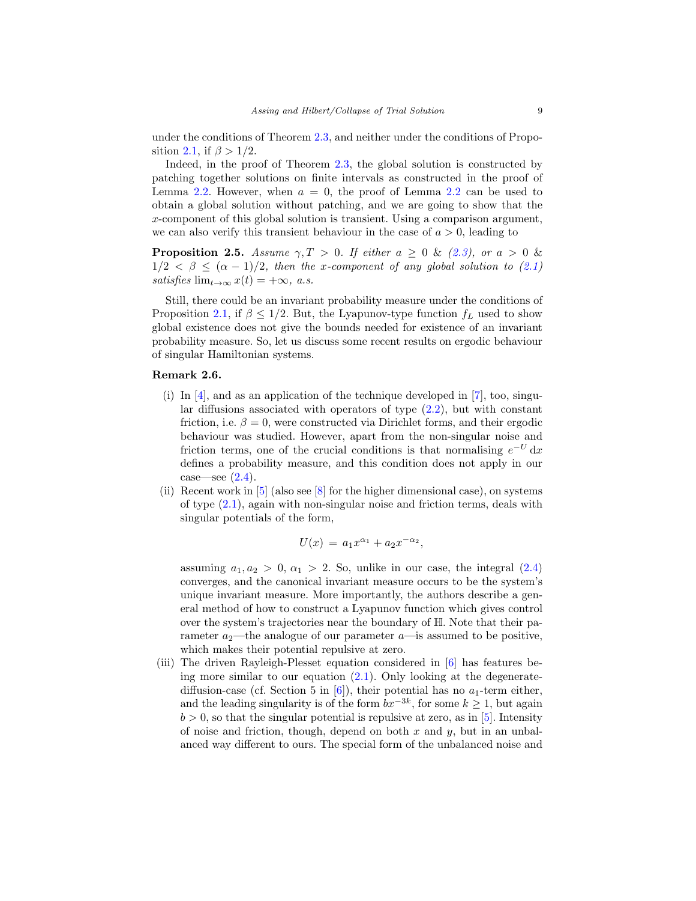under the conditions of Theorem 2.3, and neither under the conditions of Proposition 2.1, if $\beta > 1/2$.

Indeed, in the proof of Theorem 2.3, the global solution is constructed by patching together solutions on finite intervals as constructed in the proof of Lemma 2.2. However, when $a = 0$, the proof of Lemma 2.2 can be used to obtain a global solution without patching, and we are going to show that the $x$-component of this global solution is transient. Using a comparison argument, we can also verify this transient behaviour in the case of $a > 0$, leading to

**Proposition 2.5.** *Assume $\gamma, T > 0$. If either $a \geq 0$ & (2.3), or $a > 0$ & $1/2 < \beta \leq (\alpha - 1)/2$, then the $x$-component of any global solution to (2.1) satisfies $\lim_{t\to\infty} x(t) = +\infty$, a.s.*

Still, there could be an invariant probability measure under the conditions of Proposition 2.1, if $\beta \leq 1/2$. But, the Lyapunov-type function $f_L$ used to show global existence does not give the bounds needed for existence of an invariant probability measure. So, let us discuss some recent results on ergodic behaviour of singular Hamiltonian systems.

**Remark 2.6.**

(i) In [4], and as an application of the technique developed in [7], too, singular diffusions associated with operators of type (2.2), but with constant friction, i.e. $\beta = 0$, were constructed via Dirichlet forms, and their ergodic behaviour was studied. However, apart from the non-singular noise and friction terms, one of the crucial conditions is that normalising $e^{-U}\,\mathrm{d}x$ defines a probability measure, and this condition does not apply in our case—see (2.4).

(ii) Recent work in [5] (also see [8] for the higher dimensional case), on systems of type (2.1), again with non-singular noise and friction terms, deals with singular potentials of the form,

$$U(x) \,=\, a_1 x^{\alpha_1} + a_2 x^{-\alpha_2},$$

assuming $a_1, a_2 > 0$, $\alpha_1 > 2$. So, unlike in our case, the integral (2.4) converges, and the canonical invariant measure occurs to be the system's unique invariant measure. More importantly, the authors describe a general method of how to construct a Lyapunov function which gives control over the system's trajectories near the boundary of $\mathbb{H}$. Note that their parameter $a_2$—the analogue of our parameter $a$—is assumed to be positive, which makes their potential repulsive at zero.

(iii) The driven Rayleigh-Plesset equation considered in [6] has features being more similar to our equation (2.1). Only looking at the degenerate-diffusion-case (cf. Section 5 in [6]), their potential has no $a_1$-term either, and the leading singularity is of the form $bx^{-3k}$, for some $k \geq 1$, but again $b > 0$, so that the singular potential is repulsive at zero, as in [5]. Intensity of noise and friction, though, depend on both $x$ and $y$, but in an unbalanced way different to ours. The special form of the unbalanced noise and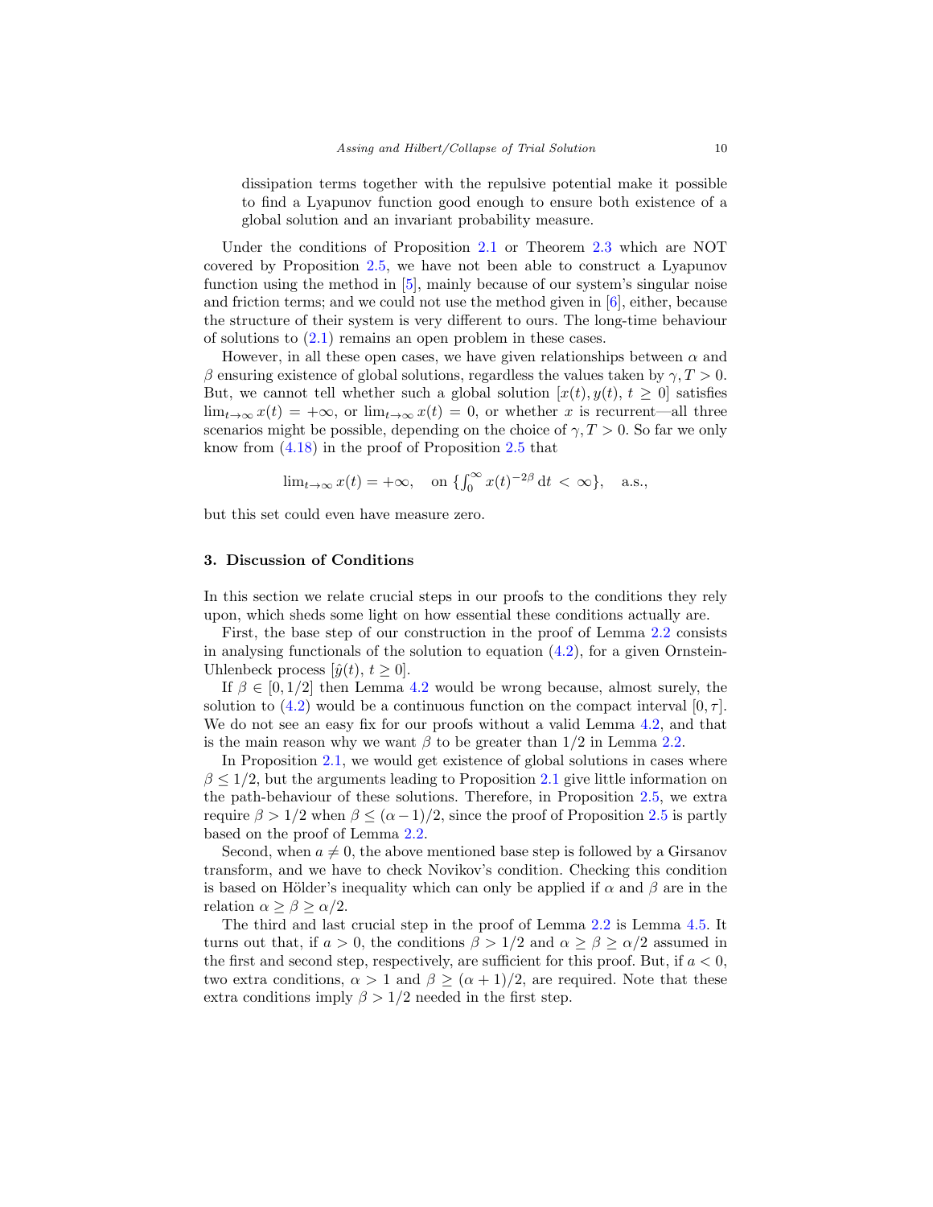dissipation terms together with the repulsive potential make it possible to find a Lyapunov function good enough to ensure both existence of a global solution and an invariant probability measure.

Under the conditions of Proposition 2.1 or Theorem 2.3 which are NOT covered by Proposition 2.5, we have not been able to construct a Lyapunov function using the method in [5], mainly because of our system's singular noise and friction terms; and we could not use the method given in [6], either, because the structure of their system is very different to ours. The long-time behaviour of solutions to (2.1) remains an open problem in these cases.

However, in all these open cases, we have given relationships between $\alpha$ and $\beta$ ensuring existence of global solutions, regardless the values taken by $\gamma, T > 0$. But, we cannot tell whether such a global solution $[x(t), y(t),\, t \geq 0]$ satisfies $\lim_{t\to\infty} x(t) = +\infty$, or $\lim_{t\to\infty} x(t) = 0$, or whether $x$ is recurrent—all three scenarios might be possible, depending on the choice of $\gamma, T > 0$. So far we only know from (4.18) in the proof of Proposition 2.5 that

$$\lim_{t\to\infty} x(t) = +\infty, \quad \text{on } \{\textstyle\int_0^\infty x(t)^{-2\beta}\, dt \,<\, \infty\}, \quad \text{a.s.,}$$

but this set could even have measure zero.

## 3. Discussion of Conditions

In this section we relate crucial steps in our proofs to the conditions they rely upon, which sheds some light on how essential these conditions actually are.

First, the base step of our construction in the proof of Lemma 2.2 consists in analysing functionals of the solution to equation (4.2), for a given Ornstein-Uhlenbeck process $[\hat{y}(t),\, t \geq 0]$.

If $\beta \in [0, 1/2]$ then Lemma 4.2 would be wrong because, almost surely, the solution to (4.2) would be a continuous function on the compact interval $[0, \tau]$. We do not see an easy fix for our proofs without a valid Lemma 4.2, and that is the main reason why we want $\beta$ to be greater than $1/2$ in Lemma 2.2.

In Proposition 2.1, we would get existence of global solutions in cases where $\beta \leq 1/2$, but the arguments leading to Proposition 2.1 give little information on the path-behaviour of these solutions. Therefore, in Proposition 2.5, we extra require $\beta > 1/2$ when $\beta \leq (\alpha - 1)/2$, since the proof of Proposition 2.5 is partly based on the proof of Lemma 2.2.

Second, when $a \neq 0$, the above mentioned base step is followed by a Girsanov transform, and we have to check Novikov's condition. Checking this condition is based on Hölder's inequality which can only be applied if $\alpha$ and $\beta$ are in the relation $\alpha \geq \beta \geq \alpha/2$.

The third and last crucial step in the proof of Lemma 2.2 is Lemma 4.5. It turns out that, if $a > 0$, the conditions $\beta > 1/2$ and $\alpha \geq \beta \geq \alpha/2$ assumed in the first and second step, respectively, are sufficient for this proof. But, if $a < 0$, two extra conditions, $\alpha > 1$ and $\beta \geq (\alpha + 1)/2$, are required. Note that these extra conditions imply $\beta > 1/2$ needed in the first step.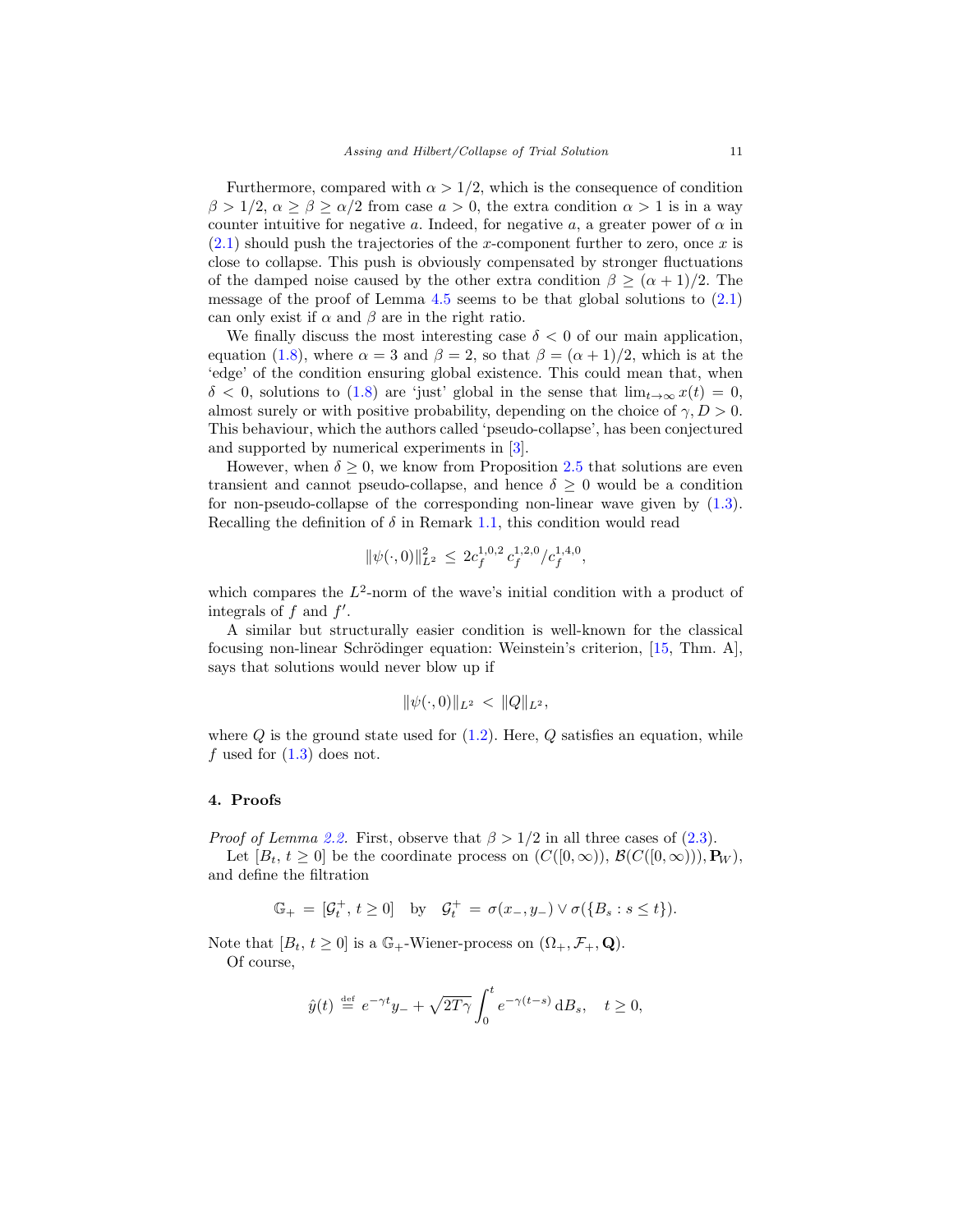Furthermore, compared with $\alpha > 1/2$, which is the consequence of condition $\beta > 1/2$, $\alpha \geq \beta \geq \alpha/2$ from case $a > 0$, the extra condition $\alpha > 1$ is in a way counter intuitive for negative $a$. Indeed, for negative $a$, a greater power of $\alpha$ in (2.1) should push the trajectories of the $x$-component further to zero, once $x$ is close to collapse. This push is obviously compensated by stronger fluctuations of the damped noise caused by the other extra condition $\beta \geq (\alpha+1)/2$. The message of the proof of Lemma 4.5 seems to be that global solutions to (2.1) can only exist if $\alpha$ and $\beta$ are in the right ratio.

We finally discuss the most interesting case $\delta < 0$ of our main application, equation (1.8), where $\alpha = 3$ and $\beta = 2$, so that $\beta = (\alpha+1)/2$, which is at the 'edge' of the condition ensuring global existence. This could mean that, when $\delta < 0$, solutions to (1.8) are 'just' global in the sense that $\lim_{t\to\infty} x(t) = 0$, almost surely or with positive probability, depending on the choice of $\gamma, D > 0$. This behaviour, which the authors called 'pseudo-collapse', has been conjectured and supported by numerical experiments in [3].

However, when $\delta \geq 0$, we know from Proposition 2.5 that solutions are even transient and cannot pseudo-collapse, and hence $\delta \geq 0$ would be a condition for non-pseudo-collapse of the corresponding non-linear wave given by (1.3). Recalling the definition of $\delta$ in Remark 1.1, this condition would read

$$\|\psi(\cdot,0)\|_{L^2}^2 \;\leq\; 2c_f^{1,0,2}\, c_f^{1,2,0}/c_f^{1,4,0},$$

which compares the $L^2$-norm of the wave's initial condition with a product of integrals of $f$ and $f'$.

A similar but structurally easier condition is well-known for the classical focusing non-linear Schrödinger equation: Weinstein's criterion, [15, Thm. A], says that solutions would never blow up if

$$\|\psi(\cdot,0)\|_{L^2} \;<\; \|Q\|_{L^2},$$

where $Q$ is the ground state used for (1.2). Here, $Q$ satisfies an equation, while $f$ used for (1.3) does not.

## 4. Proofs

*Proof of Lemma 2.2.* First, observe that $\beta > 1/2$ in all three cases of (2.3).

Let $[B_t,\, t \geq 0]$ be the coordinate process on $(C([0,\infty)),\, \mathcal{B}(C([0,\infty))), \mathbf{P}_W)$, and define the filtration

$$\mathbb{G}_+ \;=\; [\mathcal{G}_t^+,\, t \geq 0] \quad \text{by} \quad \mathcal{G}_t^+ \;=\; \sigma(x_-, y_-) \vee \sigma(\{B_s : s \leq t\}).$$

Note that $[B_t,\, t \geq 0]$ is a $\mathbb{G}_+$-Wiener-process on $(\Omega_+, \mathcal{F}_+, \mathbf{Q})$.

Of course,

$$\hat{y}(t) \;\stackrel{\text{def}}{=}\; e^{-\gamma t} y_- + \sqrt{2T\gamma} \int_0^t e^{-\gamma(t-s)}\, \mathrm{d}B_s, \quad t \geq 0,$$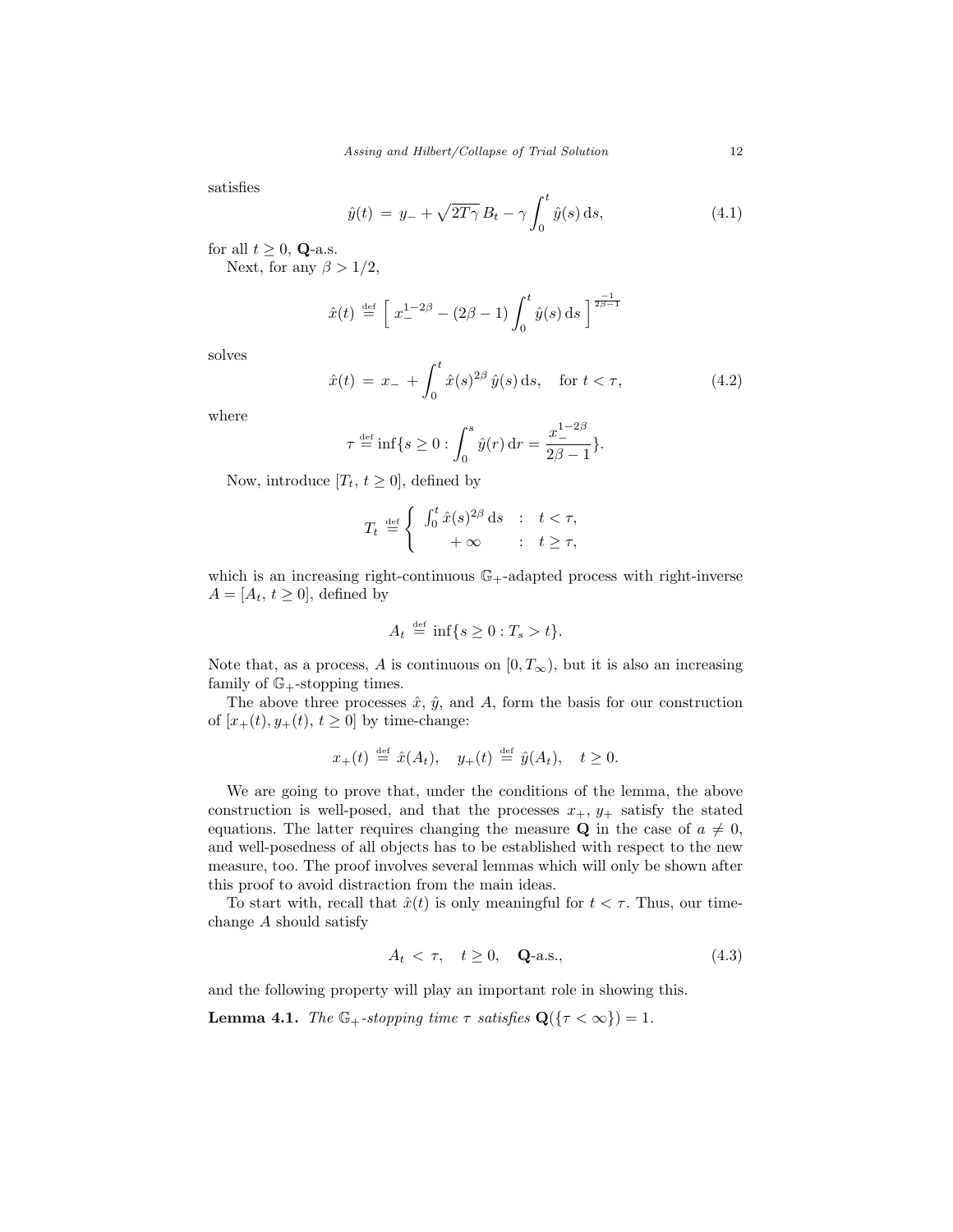satisfies

$$\hat{y}(t) \;=\; y_- + \sqrt{2T\gamma}\, B_t - \gamma \int_0^t \hat{y}(s)\,\mathrm{d}s, \tag{4.1}$$

for all $t \geq 0$, $\mathbf{Q}$-a.s.

Next, for any $\beta > 1/2$,

$$\hat{x}(t) \;\stackrel{\text{def}}{=}\; \Big[\; x_-^{1-2\beta} - (2\beta - 1)\int_0^t \hat{y}(s)\,\mathrm{d}s \;\Big]^{\frac{-1}{2\beta-1}}$$

solves

$$\hat{x}(t) \;=\; x_- \;+ \int_0^t \hat{x}(s)^{2\beta}\,\hat{y}(s)\,\mathrm{d}s, \quad \text{for } t < \tau, \tag{4.2}$$

where

$$\tau \stackrel{\text{def}}{=} \inf\{s \geq 0 : \int_0^s \hat{y}(r)\,\mathrm{d}r = \frac{x_-^{1-2\beta}}{2\beta - 1}\}.$$

Now, introduce $[T_t,\, t \geq 0]$, defined by

$$T_t \;\stackrel{\text{def}}{=}\; \begin{cases} \int_0^t \hat{x}(s)^{2\beta}\,\mathrm{d}s & : \quad t < \tau, \\ \quad +\infty & : \quad t \geq \tau, \end{cases}$$

which is an increasing right-continuous $\mathbb{G}_+$-adapted process with right-inverse $A = [A_t,\, t \geq 0]$, defined by

$$A_t \;\stackrel{\text{def}}{=}\; \inf\{s \geq 0 : T_s > t\}.$$

Note that, as a process, $A$ is continuous on $[0, T_\infty)$, but it is also an increasing family of $\mathbb{G}_+$-stopping times.

The above three processes $\hat{x}$, $\hat{y}$, and $A$, form the basis for our construction of $[x_+(t), y_+(t),\, t \geq 0]$ by time-change:

$$x_+(t) \;\stackrel{\text{def}}{=}\; \hat{x}(A_t), \quad y_+(t) \;\stackrel{\text{def}}{=}\; \hat{y}(A_t), \quad t \geq 0.$$

We are going to prove that, under the conditions of the lemma, the above construction is well-posed, and that the processes $x_+$, $y_+$ satisfy the stated equations. The latter requires changing the measure $\mathbf{Q}$ in the case of $a \neq 0$, and well-posedness of all objects has to be established with respect to the new measure, too. The proof involves several lemmas which will only be shown after this proof to avoid distraction from the main ideas.

To start with, recall that $\hat{x}(t)$ is only meaningful for $t < \tau$. Thus, our time-change $A$ should satisfy

$$A_t \;<\; \tau, \quad t \geq 0, \quad \mathbf{Q}\text{-a.s.}, \tag{4.3}$$

and the following property will play an important role in showing this.

**Lemma 4.1.** *The $\mathbb{G}_+$-stopping time $\tau$ satisfies $\mathbf{Q}(\{\tau < \infty\}) = 1$.*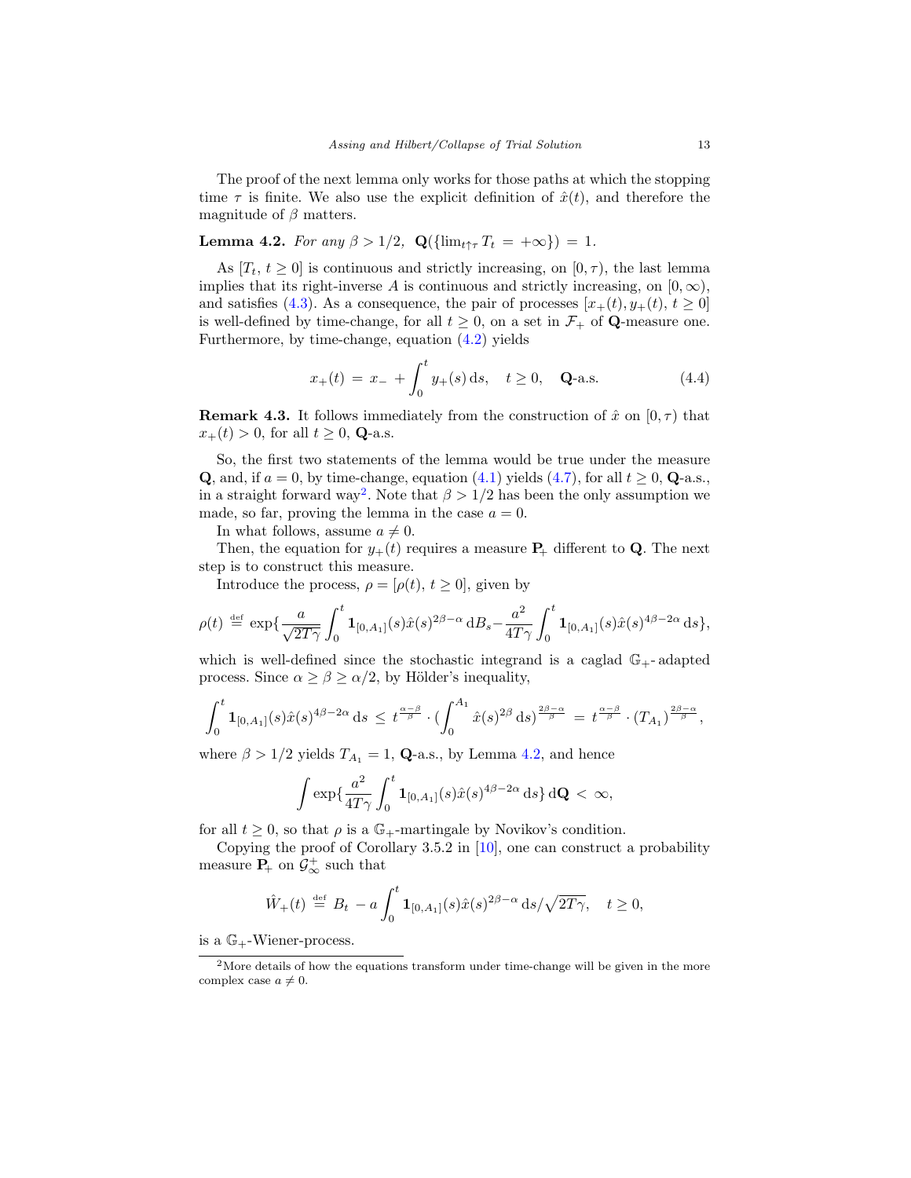The proof of the next lemma only works for those paths at which the stopping time $\tau$ is finite. We also use the explicit definition of $\hat{x}(t)$, and therefore the magnitude of $\beta$ matters.

**Lemma 4.2.** *For any $\beta > 1/2$, $\mathbf{Q}(\{\lim_{t\uparrow\tau} T_t = +\infty\}) = 1$.*

As $[T_t, t \geq 0]$ is continuous and strictly increasing, on $[0, \tau)$, the last lemma implies that its right-inverse $A$ is continuous and strictly increasing, on $[0, \infty)$, and satisfies (4.3). As a consequence, the pair of processes $[x_+(t), y_+(t), t \geq 0]$ is well-defined by time-change, for all $t \geq 0$, on a set in $\mathcal{F}_+$ of $\mathbf{Q}$-measure one. Furthermore, by time-change, equation (4.2) yields

$$x_+(t) = x_- + \int_0^t y_+(s)\,\mathrm{d}s, \quad t \geq 0, \quad \mathbf{Q}\text{-a.s.} \tag{4.4}$$

**Remark 4.3.** It follows immediately from the construction of $\hat{x}$ on $[0, \tau)$ that $x_+(t) > 0$, for all $t \geq 0$, $\mathbf{Q}$-a.s.

So, the first two statements of the lemma would be true under the measure $\mathbf{Q}$, and, if $a = 0$, by time-change, equation (4.1) yields (4.7), for all $t \geq 0$, $\mathbf{Q}$-a.s., in a straight forward way[2]. Note that $\beta > 1/2$ has been the only assumption we made, so far, proving the lemma in the case $a = 0$.

In what follows, assume $a \neq 0$.

Then, the equation for $y_+(t)$ requires a measure $\mathbf{P}_+$ different to $\mathbf{Q}$. The next step is to construct this measure.

Introduce the process, $\rho = [\rho(t), t \geq 0]$, given by

$$\rho(t) \stackrel{\text{def}}{=} \exp\{\frac{a}{\sqrt{2T\gamma}} \int_0^t \mathbf{1}_{[0,A_1]}(s)\hat{x}(s)^{2\beta-\alpha}\,\mathrm{d}B_s - \frac{a^2}{4T\gamma}\int_0^t \mathbf{1}_{[0,A_1]}(s)\hat{x}(s)^{4\beta-2\alpha}\,\mathrm{d}s\},$$

which is well-defined since the stochastic integrand is a caglad $\mathbb{G}_+$- adapted process. Since $\alpha \geq \beta \geq \alpha/2$, by Hölder's inequality,

$$\int_0^t \mathbf{1}_{[0,A_1]}(s)\hat{x}(s)^{4\beta-2\alpha}\,\mathrm{d}s \leq t^{\frac{\alpha-\beta}{\beta}} \cdot (\int_0^{A_1} \hat{x}(s)^{2\beta}\,\mathrm{d}s)^{\frac{2\beta-\alpha}{\beta}} = t^{\frac{\alpha-\beta}{\beta}} \cdot (T_{A_1})^{\frac{2\beta-\alpha}{\beta}},$$

where $\beta > 1/2$ yields $T_{A_1} = 1$, $\mathbf{Q}$-a.s., by Lemma 4.2, and hence

$$\int \exp\{\frac{a^2}{4T\gamma}\int_0^t \mathbf{1}_{[0,A_1]}(s)\hat{x}(s)^{4\beta-2\alpha}\,\mathrm{d}s\}\,\mathrm{d}\mathbf{Q} < \infty,$$

for all $t \geq 0$, so that $\rho$ is a $\mathbb{G}_+$-martingale by Novikov's condition.

Copying the proof of Corollary 3.5.2 in [10], one can construct a probability measure $\mathbf{P}_+$ on $\mathcal{G}_\infty^+$ such that

$$\hat{W}_+(t) \stackrel{\text{def}}{=} B_t - a\int_0^t \mathbf{1}_{[0,A_1]}(s)\hat{x}(s)^{2\beta-\alpha}\,\mathrm{d}s/\sqrt{2T\gamma}, \quad t \geq 0,$$

is a $\mathbb{G}_+$-Wiener-process.

---

[2] More details of how the equations transform under time-change will be given in the more complex case $a \neq 0$.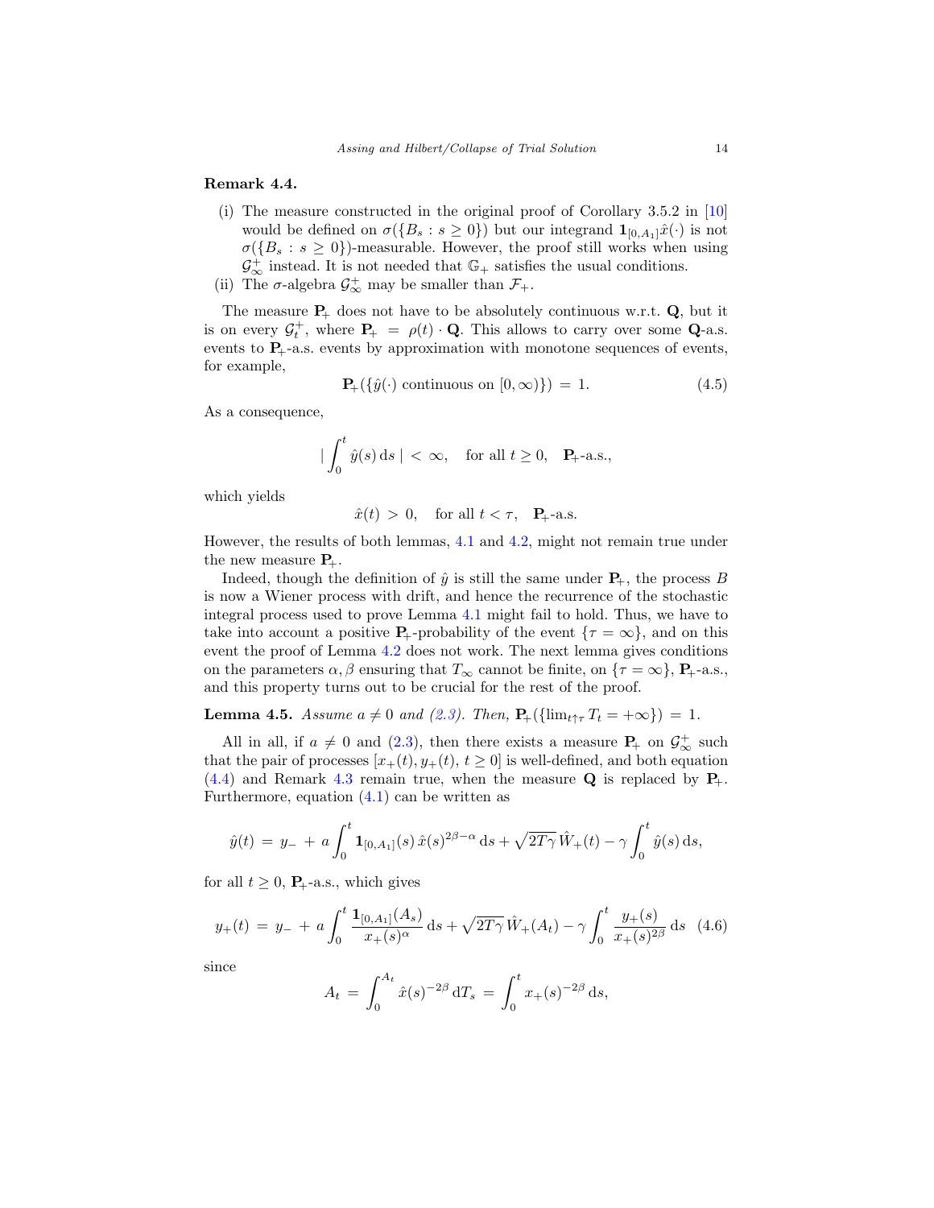**Remark 4.4.**

(i) The measure constructed in the original proof of Corollary 3.5.2 in [10] would be defined on $\sigma(\{B_s : s \geq 0\})$ but our integrand $\mathbf{1}_{[0,A_1]}\hat{x}(\cdot)$ is not $\sigma(\{B_s : s \geq 0\})$-measurable. However, the proof still works when using $\mathcal{G}^+_\infty$ instead. It is not needed that $\mathbb{G}_+$ satisfies the usual conditions.

(ii) The $\sigma$-algebra $\mathcal{G}^+_\infty$ may be smaller than $\mathcal{F}_+$.

The measure $\mathbf{P}_+$ does not have to be absolutely continuous w.r.t. $\mathbf{Q}$, but it is on every $\mathcal{G}^+_t$, where $\mathbf{P}_+ = \rho(t) \cdot \mathbf{Q}$. This allows to carry over some $\mathbf{Q}$-a.s. events to $\mathbf{P}_+$-a.s. events by approximation with monotone sequences of events, for example,

$$\mathbf{P}_+(\{\hat{y}(\cdot) \text{ continuous on } [0,\infty)\}) \,=\, 1. \tag{4.5}$$

As a consequence,

$$|\int_0^t \hat{y}(s)\,\mathrm{d}s\,| \,<\, \infty, \quad \text{for all } t \geq 0, \quad \mathbf{P}_+\text{-a.s.},$$

which yields

$$\hat{x}(t) \,>\, 0, \quad \text{for all } t < \tau, \quad \mathbf{P}_+\text{-a.s.}$$

However, the results of both lemmas, 4.1 and 4.2, might not remain true under the new measure $\mathbf{P}_+$.

Indeed, though the definition of $\hat{y}$ is still the same under $\mathbf{P}_+$, the process $B$ is now a Wiener process with drift, and hence the recurrence of the stochastic integral process used to prove Lemma 4.1 might fail to hold. Thus, we have to take into account a positive $\mathbf{P}_+$-probability of the event $\{\tau = \infty\}$, and on this event the proof of Lemma 4.2 does not work. The next lemma gives conditions on the parameters $\alpha, \beta$ ensuring that $T_\infty$ cannot be finite, on $\{\tau = \infty\}$, $\mathbf{P}_+$-a.s., and this property turns out to be crucial for the rest of the proof.

**Lemma 4.5.** *Assume $a \neq 0$ and (2.3). Then,* $\mathbf{P}_+(\{\lim_{t\uparrow\tau} T_t = +\infty\}) \,=\, 1$.

All in all, if $a \neq 0$ and (2.3), then there exists a measure $\mathbf{P}_+$ on $\mathcal{G}^+_\infty$ such that the pair of processes $[x_+(t), y_+(t),\, t \geq 0]$ is well-defined, and both equation (4.4) and Remark 4.3 remain true, when the measure $\mathbf{Q}$ is replaced by $\mathbf{P}_+$. Furthermore, equation (4.1) can be written as

$$\hat{y}(t) \,=\, y_- \,+\, a\int_0^t \mathbf{1}_{[0,A_1]}(s)\,\hat{x}(s)^{2\beta-\alpha}\,\mathrm{d}s + \sqrt{2T\gamma}\,\hat{W}_+(t) - \gamma\int_0^t \hat{y}(s)\,\mathrm{d}s,$$

for all $t \geq 0$, $\mathbf{P}_+$-a.s., which gives

$$y_+(t) \,=\, y_- \,+\, a\int_0^t \frac{\mathbf{1}_{[0,A_1]}(A_s)}{x_+(s)^\alpha}\,\mathrm{d}s + \sqrt{2T\gamma}\,\hat{W}_+(A_t) - \gamma\int_0^t \frac{y_+(s)}{x_+(s)^{2\beta}}\,\mathrm{d}s \tag{4.6}$$

since

$$A_t \,=\, \int_0^{A_t} \hat{x}(s)^{-2\beta}\,\mathrm{d}T_s \,=\, \int_0^t x_+(s)^{-2\beta}\,\mathrm{d}s,$$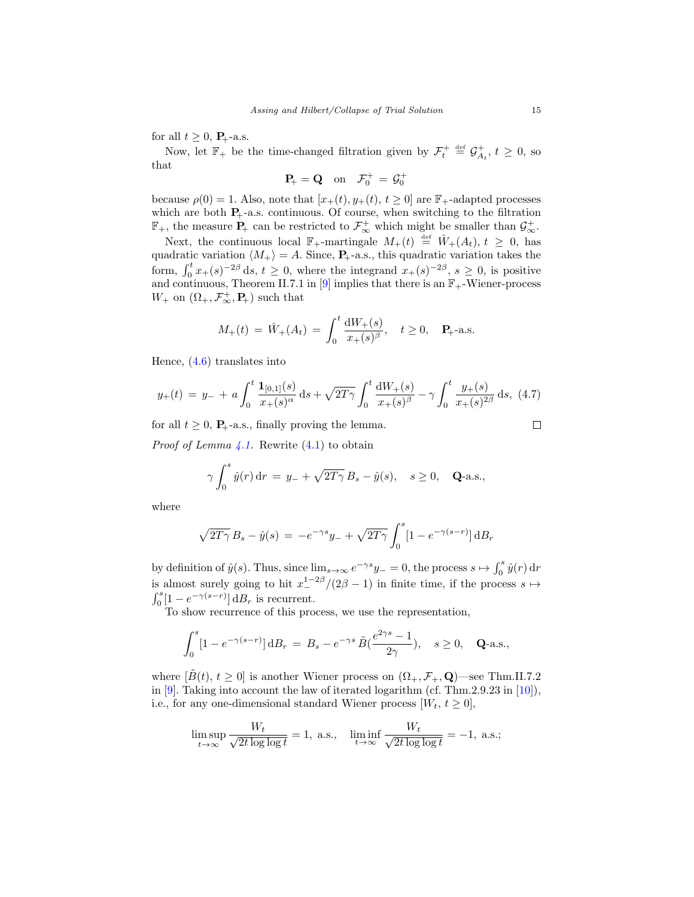for all $t \geq 0$, $\mathbf{P}_+$-a.s.

Now, let $\mathbb{F}_+$ be the time-changed filtration given by $\mathcal{F}_t^+ \stackrel{\text{def}}{=} \mathcal{G}_{A_t}^+$, $t \geq 0$, so that

$$\mathbf{P}_+ = \mathbf{Q} \quad \text{on} \quad \mathcal{F}_0^+ = \mathcal{G}_0^+$$

because $\rho(0) = 1$. Also, note that $[x_+(t), y_+(t), t \geq 0]$ are $\mathbb{F}_+$-adapted processes which are both $\mathbf{P}_+$-a.s. continuous. Of course, when switching to the filtration $\mathbb{F}_+$, the measure $\mathbf{P}_+$ can be restricted to $\mathcal{F}_\infty^+$ which might be smaller than $\mathcal{G}_\infty^+$.

Next, the continuous local $\mathbb{F}_+$-martingale $M_+(t) \stackrel{\text{def}}{=} \hat{W}_+(A_t)$, $t \geq 0$, has quadratic variation $\langle M_+ \rangle = A$. Since, $\mathbf{P}_+$-a.s., this quadratic variation takes the form, $\int_0^t x_+(s)^{-2\beta}\,\mathrm{d}s$, $t \geq 0$, where the integrand $x_+(s)^{-2\beta}$, $s \geq 0$, is positive and continuous, Theorem II.7.1 in [9] implies that there is an $\mathbb{F}_+$-Wiener-process $W_+$ on $(\Omega_+, \mathcal{F}_\infty^+, \mathbf{P}_+)$ such that

$$M_+(t) = \hat{W}_+(A_t) = \int_0^t \frac{\mathrm{d}W_+(s)}{x_+(s)^\beta}, \quad t \geq 0, \quad \mathbf{P}_+\text{-a.s.}$$

Hence, (4.6) translates into

$$y_+(t) = y_- + a\int_0^t \frac{\mathbf{1}_{[0,1]}(s)}{x_+(s)^\alpha}\,\mathrm{d}s + \sqrt{2T\gamma}\int_0^t \frac{\mathrm{d}W_+(s)}{x_+(s)^\beta} - \gamma\int_0^t \frac{y_+(s)}{x_+(s)^{2\beta}}\,\mathrm{d}s, \quad (4.7)$$

for all $t \geq 0$, $\mathbf{P}_+$-a.s., finally proving the lemma. □

*Proof of Lemma 4.1.* Rewrite (4.1) to obtain

$$\gamma\int_0^s \hat{y}(r)\,\mathrm{d}r = y_- + \sqrt{2T\gamma}\,B_s - \hat{y}(s), \quad s \geq 0, \quad \mathbf{Q}\text{-a.s.},$$

where

$$\sqrt{2T\gamma}\,B_s - \hat{y}(s) = -e^{-\gamma s}y_- + \sqrt{2T\gamma}\int_0^s [1 - e^{-\gamma(s-r)}]\,\mathrm{d}B_r$$

by definition of $\hat{y}(s)$. Thus, since $\lim_{s\to\infty} e^{-\gamma s}y_- = 0$, the process $s \mapsto \int_0^s \hat{y}(r)\,\mathrm{d}r$ is almost surely going to hit $x_-^{1-2\beta}/(2\beta - 1)$ in finite time, if the process $s \mapsto \int_0^s [1 - e^{-\gamma(s-r)}]\,\mathrm{d}B_r$ is recurrent.

To show recurrence of this process, we use the representation,

$$\int_0^s [1 - e^{-\gamma(s-r)}]\,\mathrm{d}B_r = B_s - e^{-\gamma s}\,\tilde{B}\left(\frac{e^{2\gamma s} - 1}{2\gamma}\right), \quad s \geq 0, \quad \mathbf{Q}\text{-a.s.},$$

where $[\tilde{B}(t), t \geq 0]$ is another Wiener process on $(\Omega_+, \mathcal{F}_+, \mathbf{Q})$—see Thm.II.7.2 in [9]. Taking into account the law of iterated logarithm (cf. Thm.2.9.23 in [10]), i.e., for any one-dimensional standard Wiener process $[W_t, t \geq 0]$,

$$\limsup_{t\to\infty} \frac{W_t}{\sqrt{2t\log\log t}} = 1, \text{ a.s.}, \quad \liminf_{t\to\infty} \frac{W_t}{\sqrt{2t\log\log t}} = -1, \text{ a.s.};$$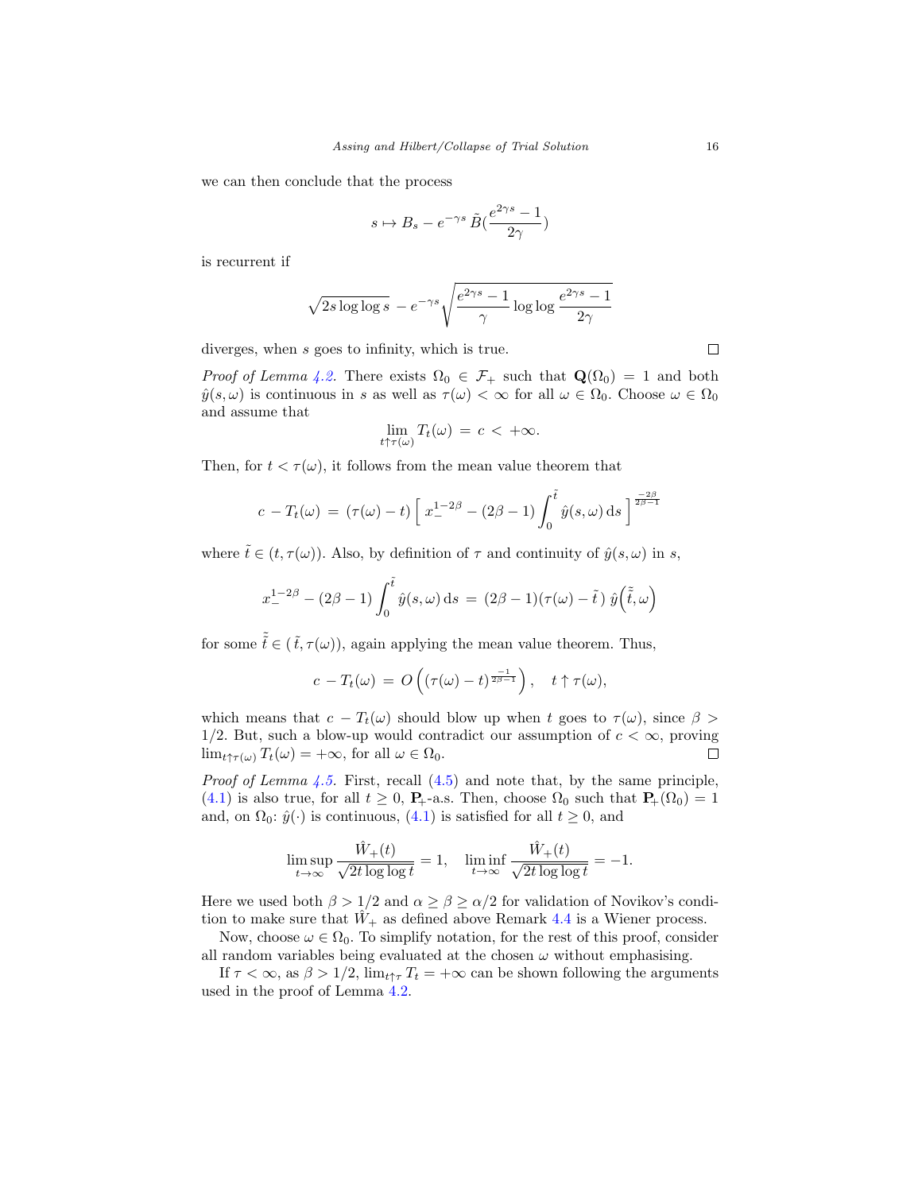we can then conclude that the process

$$s \mapsto B_s - e^{-\gamma s}\,\tilde{B}(\frac{e^{2\gamma s}-1}{2\gamma})$$

is recurrent if

$$\sqrt{2s\log\log s}\; - e^{-\gamma s}\sqrt{\frac{e^{2\gamma s}-1}{\gamma}\log\log\frac{e^{2\gamma s}-1}{2\gamma}}$$

diverges, when $s$ goes to infinity, which is true. □

*Proof of Lemma 4.2.* There exists $\Omega_0 \in \mathcal{F}_+$ such that $\mathbf{Q}(\Omega_0) = 1$ and both $\hat{y}(s,\omega)$ is continuous in $s$ as well as $\tau(\omega) < \infty$ for all $\omega \in \Omega_0$. Choose $\omega \in \Omega_0$ and assume that

$$\lim_{t\uparrow\tau(\omega)} T_t(\omega) \,=\, c \,<\, +\infty.$$

Then, for $t < \tau(\omega)$, it follows from the mean value theorem that

$$c\,-T_t(\omega) \,=\, (\tau(\omega)-t)\Big[\,x_-^{1-2\beta} - (2\beta-1)\int_0^{\tilde{t}}\hat{y}(s,\omega)\,\mathrm{d}s\,\Big]^{\frac{-2\beta}{2\beta-1}}$$

where $\tilde{t} \in (t, \tau(\omega))$. Also, by definition of $\tau$ and continuity of $\hat{y}(s,\omega)$ in $s$,

$$x_-^{1-2\beta} - (2\beta-1)\int_0^{\tilde{t}}\hat{y}(s,\omega)\,\mathrm{d}s \,=\, (2\beta-1)(\tau(\omega)-\tilde{t}\,)\;\hat{y}\Big(\tilde{\tilde{t}},\omega\Big)$$

for some $\tilde{\tilde{t}} \in (\,\tilde{t}, \tau(\omega))$, again applying the mean value theorem. Thus,

$$c\,-T_t(\omega) \,=\, O\left((\tau(\omega)-t)^{\frac{-1}{2\beta-1}}\right), \quad t\uparrow\tau(\omega),$$

which means that $c\,-T_t(\omega)$ should blow up when $t$ goes to $\tau(\omega)$, since $\beta > 1/2$. But, such a blow-up would contradict our assumption of $c < \infty$, proving $\lim_{t\uparrow\tau(\omega)} T_t(\omega) = +\infty$, for all $\omega \in \Omega_0$. □

*Proof of Lemma 4.5.* First, recall (4.5) and note that, by the same principle, (4.1) is also true, for all $t \ge 0$, $\mathbf{P}_+$-a.s. Then, choose $\Omega_0$ such that $\mathbf{P}_+(\Omega_0) = 1$ and, on $\Omega_0$: $\hat{y}(\cdot)$ is continuous, (4.1) is satisfied for all $t \ge 0$, and

$$\limsup_{t\to\infty}\frac{\hat{W}_+(t)}{\sqrt{2t\log\log t}} = 1, \quad \liminf_{t\to\infty}\frac{\hat{W}_+(t)}{\sqrt{2t\log\log t}} = -1.$$

Here we used both $\beta > 1/2$ and $\alpha \ge \beta \ge \alpha/2$ for validation of Novikov's condition to make sure that $\hat{W}_+$ as defined above Remark 4.4 is a Wiener process.

Now, choose $\omega \in \Omega_0$. To simplify notation, for the rest of this proof, consider all random variables being evaluated at the chosen $\omega$ without emphasising.

If $\tau < \infty$, as $\beta > 1/2$, $\lim_{t\uparrow\tau} T_t = +\infty$ can be shown following the arguments used in the proof of Lemma 4.2.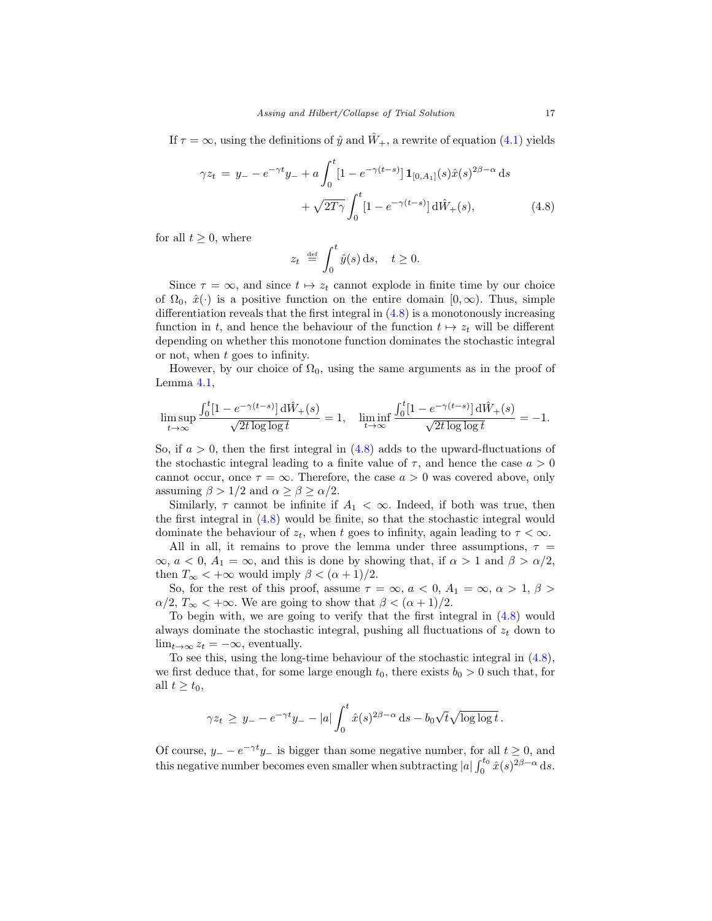If $\tau = \infty$, using the definitions of $\hat{y}$ and $\hat{W}_+$, a rewrite of equation (4.1) yields

$$
\gamma z_t \;=\; y_- - e^{-\gamma t} y_- + a \int_0^t [1 - e^{-\gamma(t-s)}]\, \mathbf{1}_{[0,A_1]}(s) \hat{x}(s)^{2\beta - \alpha}\, \mathrm{d}s \\
+ \sqrt{2T\gamma} \int_0^t [1 - e^{-\gamma(t-s)}]\, \mathrm{d}\hat{W}_+(s), \tag{4.8}
$$

for all $t \geq 0$, where

$$
z_t \;\stackrel{\text{def}}{=}\; \int_0^t \hat{y}(s)\, \mathrm{d}s, \quad t \geq 0.
$$

Since $\tau = \infty$, and since $t \mapsto z_t$ cannot explode in finite time by our choice of $\Omega_0$, $\hat{x}(\cdot)$ is a positive function on the entire domain $[0, \infty)$. Thus, simple differentiation reveals that the first integral in (4.8) is a monotonously increasing function in $t$, and hence the behaviour of the function $t \mapsto z_t$ will be different depending on whether this monotone function dominates the stochastic integral or not, when $t$ goes to infinity.

However, by our choice of $\Omega_0$, using the same arguments as in the proof of Lemma 4.1,

$$
\limsup_{t \to \infty} \frac{\int_0^t [1 - e^{-\gamma(t-s)}]\, \mathrm{d}\hat{W}_+(s)}{\sqrt{2t \log\log t}} = 1, \quad \liminf_{t \to \infty} \frac{\int_0^t [1 - e^{-\gamma(t-s)}]\, \mathrm{d}\hat{W}_+(s)}{\sqrt{2t \log\log t}} = -1.
$$

So, if $a > 0$, then the first integral in (4.8) adds to the upward-fluctuations of the stochastic integral leading to a finite value of $\tau$, and hence the case $a > 0$ cannot occur, once $\tau = \infty$. Therefore, the case $a > 0$ was covered above, only assuming $\beta > 1/2$ and $\alpha \geq \beta \geq \alpha/2$.

Similarly, $\tau$ cannot be infinite if $A_1 < \infty$. Indeed, if both was true, then the first integral in (4.8) would be finite, so that the stochastic integral would dominate the behaviour of $z_t$, when $t$ goes to infinity, again leading to $\tau < \infty$.

All in all, it remains to prove the lemma under three assumptions, $\tau = \infty$, $a < 0$, $A_1 = \infty$, and this is done by showing that, if $\alpha > 1$ and $\beta > \alpha/2$, then $T_\infty < +\infty$ would imply $\beta < (\alpha + 1)/2$.

So, for the rest of this proof, assume $\tau = \infty$, $a < 0$, $A_1 = \infty$, $\alpha > 1$, $\beta > \alpha/2$, $T_\infty < +\infty$. We are going to show that $\beta < (\alpha + 1)/2$.

To begin with, we are going to verify that the first integral in (4.8) would always dominate the stochastic integral, pushing all fluctuations of $z_t$ down to $\lim_{t \to \infty} z_t = -\infty$, eventually.

To see this, using the long-time behaviour of the stochastic integral in (4.8), we first deduce that, for some large enough $t_0$, there exists $b_0 > 0$ such that, for all $t \geq t_0$,

$$
\gamma z_t \;\geq\; y_- - e^{-\gamma t} y_- - |a| \int_0^t \hat{x}(s)^{2\beta - \alpha}\, \mathrm{d}s - b_0 \sqrt{t} \sqrt{\log\log t}\,.
$$

Of course, $y_- - e^{-\gamma t} y_-$ is bigger than some negative number, for all $t \geq 0$, and this negative number becomes even smaller when subtracting $|a| \int_0^{t_0} \hat{x}(s)^{2\beta - \alpha}\, \mathrm{d}s$.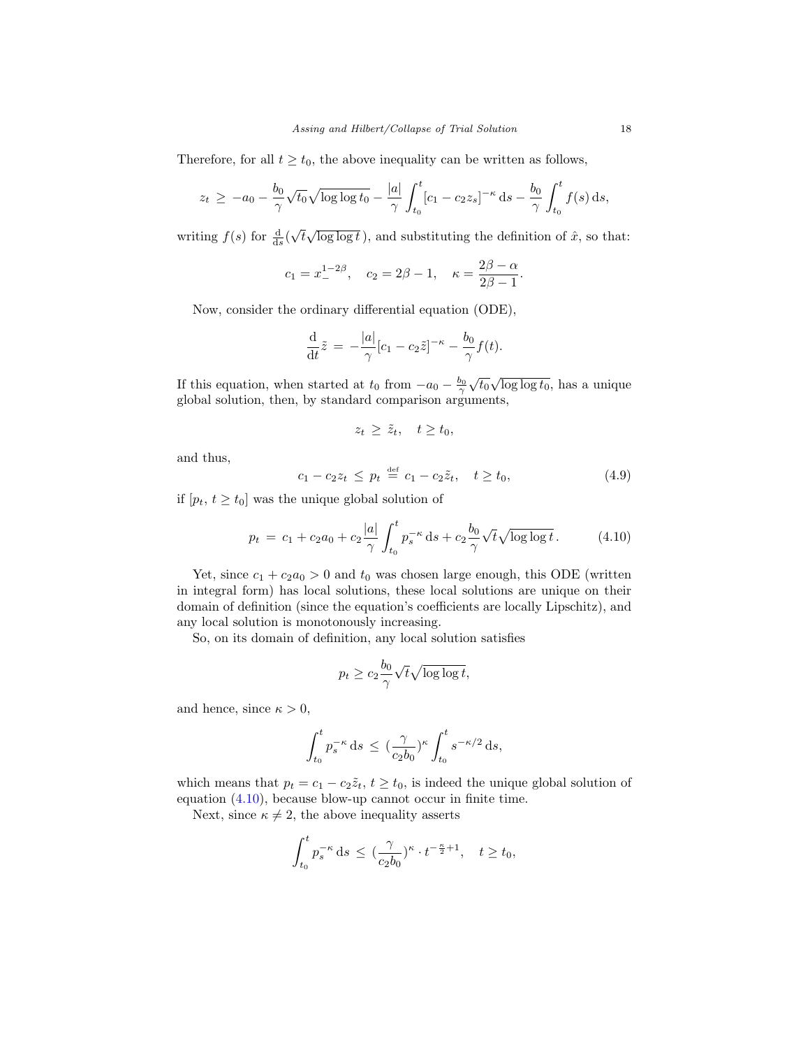Therefore, for all $t \geq t_0$, the above inequality can be written as follows,

$$z_t \;\geq\; -a_0 - \frac{b_0}{\gamma}\sqrt{t_0}\sqrt{\log\log t_0} - \frac{|a|}{\gamma}\int_{t_0}^{t}[c_1 - c_2 z_s]^{-\kappa}\,\mathrm{d}s - \frac{b_0}{\gamma}\int_{t_0}^{t} f(s)\,\mathrm{d}s,$$

writing $f(s)$ for $\frac{\mathrm{d}}{\mathrm{d}s}(\sqrt{t}\sqrt{\log\log t}\,)$, and substituting the definition of $\hat{x}$, so that:

$$c_1 = x_-^{1-2\beta}, \quad c_2 = 2\beta - 1, \quad \kappa = \frac{2\beta - \alpha}{2\beta - 1}.$$

Now, consider the ordinary differential equation (ODE),

$$\frac{\mathrm{d}}{\mathrm{d}t}\tilde{z} \;=\; -\frac{|a|}{\gamma}[c_1 - c_2\tilde{z}]^{-\kappa} - \frac{b_0}{\gamma}f(t).$$

If this equation, when started at $t_0$ from $-a_0 - \frac{b_0}{\gamma}\sqrt{t_0}\sqrt{\log\log t_0}$, has a unique global solution, then, by standard comparison arguments,

$$z_t \;\geq\; \tilde{z}_t, \quad t \geq t_0,$$

and thus,

$$c_1 - c_2 z_t \;\leq\; p_t \;\stackrel{\text{def}}{=}\; c_1 - c_2\tilde{z}_t, \quad t \geq t_0, \tag{4.9}$$

if $[p_t,\, t \geq t_0]$ was the unique global solution of

$$p_t \;=\; c_1 + c_2 a_0 + c_2\frac{|a|}{\gamma}\int_{t_0}^{t} p_s^{-\kappa}\,\mathrm{d}s + c_2\frac{b_0}{\gamma}\sqrt{t}\sqrt{\log\log t}\,. \tag{4.10}$$

Yet, since $c_1 + c_2 a_0 > 0$ and $t_0$ was chosen large enough, this ODE (written in integral form) has local solutions, these local solutions are unique on their domain of definition (since the equation's coefficients are locally Lipschitz), and any local solution is monotonously increasing.

So, on its domain of definition, any local solution satisfies

$$p_t \geq c_2\frac{b_0}{\gamma}\sqrt{t}\sqrt{\log\log t},$$

and hence, since $\kappa > 0$,

$$\int_{t_0}^{t} p_s^{-\kappa}\,\mathrm{d}s \;\leq\; (\frac{\gamma}{c_2 b_0})^{\kappa}\int_{t_0}^{t} s^{-\kappa/2}\,\mathrm{d}s,$$

which means that $p_t = c_1 - c_2\tilde{z}_t$, $t \geq t_0$, is indeed the unique global solution of equation (4.10), because blow-up cannot occur in finite time.

Next, since $\kappa \neq 2$, the above inequality asserts

$$\int_{t_0}^{t} p_s^{-\kappa}\,\mathrm{d}s \;\leq\; (\frac{\gamma}{c_2 b_0})^{\kappa}\cdot t^{-\frac{\kappa}{2}+1}, \quad t \geq t_0,$$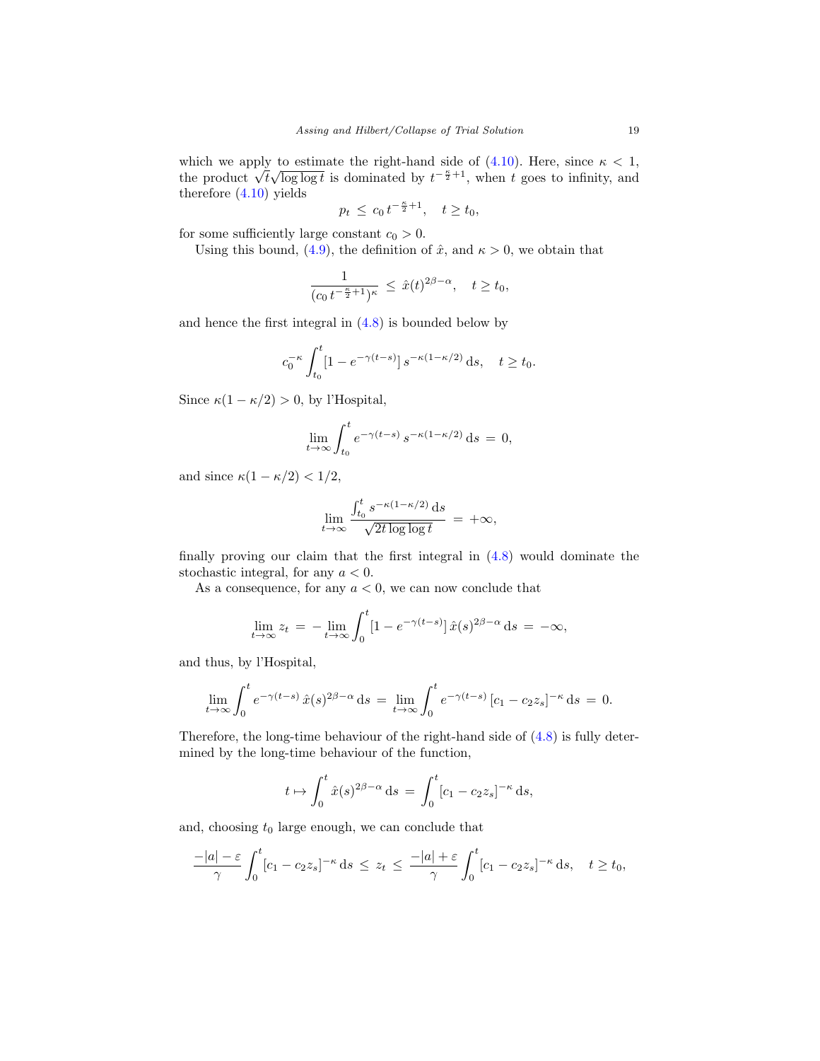which we apply to estimate the right-hand side of (4.10). Here, since $\kappa < 1$, the product $\sqrt{t}\sqrt{\log\log t}$ is dominated by $t^{-\frac{\kappa}{2}+1}$, when $t$ goes to infinity, and therefore (4.10) yields

$$p_t \,\le\, c_0\, t^{-\frac{\kappa}{2}+1}, \quad t \ge t_0,$$

for some sufficiently large constant $c_0 > 0$.

Using this bound, (4.9), the definition of $\hat{x}$, and $\kappa > 0$, we obtain that

$$\frac{1}{(c_0\, t^{-\frac{\kappa}{2}+1})^{\kappa}} \,\le\, \hat{x}(t)^{2\beta-\alpha}, \quad t \ge t_0,$$

and hence the first integral in (4.8) is bounded below by

$$c_0^{-\kappa} \int_{t_0}^{t} [1 - e^{-\gamma(t-s)}]\, s^{-\kappa(1-\kappa/2)}\, \mathrm{d}s, \quad t \ge t_0.$$

Since $\kappa(1-\kappa/2) > 0$, by l'Hospital,

$$\lim_{t\to\infty} \int_{t_0}^{t} e^{-\gamma(t-s)}\, s^{-\kappa(1-\kappa/2)}\, \mathrm{d}s \,=\, 0,$$

and since $\kappa(1-\kappa/2) < 1/2$,

$$\lim_{t\to\infty} \frac{\int_{t_0}^{t} s^{-\kappa(1-\kappa/2)}\, \mathrm{d}s}{\sqrt{2t\log\log t}} \,=\, +\infty,$$

finally proving our claim that the first integral in (4.8) would dominate the stochastic integral, for any $a < 0$.

As a consequence, for any $a < 0$, we can now conclude that

$$\lim_{t\to\infty} z_t \,=\, -\lim_{t\to\infty} \int_0^t [1 - e^{-\gamma(t-s)}]\, \hat{x}(s)^{2\beta-\alpha}\, \mathrm{d}s \,=\, -\infty,$$

and thus, by l'Hospital,

$$\lim_{t\to\infty} \int_0^t e^{-\gamma(t-s)}\, \hat{x}(s)^{2\beta-\alpha}\, \mathrm{d}s \,=\, \lim_{t\to\infty} \int_0^t e^{-\gamma(t-s)}\, [c_1 - c_2 z_s]^{-\kappa}\, \mathrm{d}s \,=\, 0.$$

Therefore, the long-time behaviour of the right-hand side of (4.8) is fully determined by the long-time behaviour of the function,

$$t \mapsto \int_0^t \hat{x}(s)^{2\beta-\alpha}\, \mathrm{d}s \,=\, \int_0^t [c_1 - c_2 z_s]^{-\kappa}\, \mathrm{d}s,$$

and, choosing $t_0$ large enough, we can conclude that

$$\frac{-|a| - \varepsilon}{\gamma} \int_0^t [c_1 - c_2 z_s]^{-\kappa}\, \mathrm{d}s \,\le\, z_t \,\le\, \frac{-|a| + \varepsilon}{\gamma} \int_0^t [c_1 - c_2 z_s]^{-\kappa}\, \mathrm{d}s, \quad t \ge t_0,$$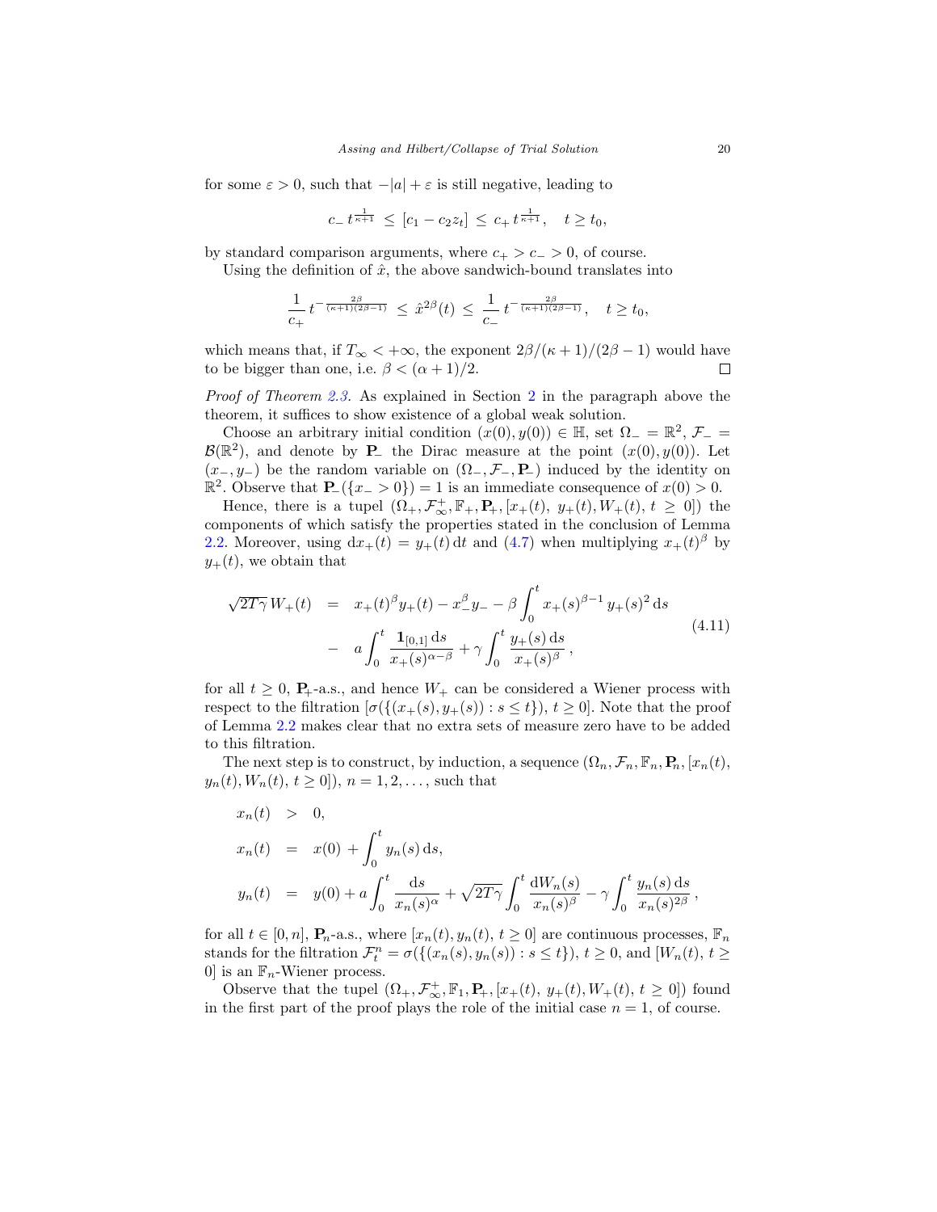for some $\varepsilon > 0$, such that $-|a| + \varepsilon$ is still negative, leading to

$$c_-\, t^{\frac{1}{\kappa+1}} \le [c_1 - c_2 z_t] \le c_+\, t^{\frac{1}{\kappa+1}}, \quad t \ge t_0,$$

by standard comparison arguments, where $c_+ > c_- > 0$, of course.

Using the definition of $\hat{x}$, the above sandwich-bound translates into

$$\frac{1}{c_+}\, t^{-\frac{2\beta}{(\kappa+1)(2\beta-1)}} \le \hat{x}^{2\beta}(t) \le \frac{1}{c_-}\, t^{-\frac{2\beta}{(\kappa+1)(2\beta-1)}}, \quad t \ge t_0,$$

which means that, if $T_\infty < +\infty$, the exponent $2\beta/(\kappa+1)/(2\beta-1)$ would have to be bigger than one, i.e. $\beta < (\alpha+1)/2$. ☐

*Proof of Theorem 2.3.* As explained in Section 2 in the paragraph above the theorem, it suffices to show existence of a global weak solution.

Choose an arbitrary initial condition $(x(0), y(0)) \in \mathbb{H}$, set $\Omega_- = \mathbb{R}^2$, $\mathcal{F}_- = \mathcal{B}(\mathbb{R}^2)$, and denote by $\mathbf{P}_-$ the Dirac measure at the point $(x(0), y(0))$. Let $(x_-, y_-)$ be the random variable on $(\Omega_-, \mathcal{F}_-, \mathbf{P}_-)$ induced by the identity on $\mathbb{R}^2$. Observe that $\mathbf{P}_-(\{x_- > 0\}) = 1$ is an immediate consequence of $x(0) > 0$.

Hence, there is a tupel $(\Omega_+, \mathcal{F}_\infty^+, \mathbb{F}_+, \mathbf{P}_+, [x_+(t),\ y_+(t), W_+(t),\ t \ge 0])$ the components of which satisfy the properties stated in the conclusion of Lemma 2.2. Moreover, using $\mathrm{d}x_+(t) = y_+(t)\,\mathrm{d}t$ and (4.7) when multiplying $x_+(t)^\beta$ by $y_+(t)$, we obtain that

$$\begin{aligned}
\sqrt{2T\gamma}\, W_+(t) &= x_+(t)^\beta y_+(t) - x_-^\beta y_- - \beta \int_0^t x_+(s)^{\beta-1}\, y_+(s)^2\,\mathrm{d}s \\
&\quad - a \int_0^t \frac{\mathbf{1}_{[0,1]}\,\mathrm{d}s}{x_+(s)^{\alpha-\beta}} + \gamma \int_0^t \frac{y_+(s)\,\mathrm{d}s}{x_+(s)^\beta},
\end{aligned} \tag{4.11}$$

for all $t \ge 0$, $\mathbf{P}_+$-a.s., and hence $W_+$ can be considered a Wiener process with respect to the filtration $[\sigma(\{(x_+(s), y_+(s)) : s \le t\}),\ t \ge 0]$. Note that the proof of Lemma 2.2 makes clear that no extra sets of measure zero have to be added to this filtration.

The next step is to construct, by induction, a sequence $(\Omega_n, \mathcal{F}_n, \mathbb{F}_n, \mathbf{P}_n, [x_n(t), y_n(t), W_n(t),\ t \ge 0])$, $n = 1, 2, \ldots$, such that

$$\begin{aligned}
x_n(t) &> 0, \\
x_n(t) &= x(0) + \int_0^t y_n(s)\,\mathrm{d}s, \\
y_n(t) &= y(0) + a \int_0^t \frac{\mathrm{d}s}{x_n(s)^\alpha} + \sqrt{2T\gamma} \int_0^t \frac{\mathrm{d}W_n(s)}{x_n(s)^\beta} - \gamma \int_0^t \frac{y_n(s)\,\mathrm{d}s}{x_n(s)^{2\beta}},
\end{aligned}$$

for all $t \in [0, n]$, $\mathbf{P}_n$-a.s., where $[x_n(t), y_n(t),\ t \ge 0]$ are continuous processes, $\mathbb{F}_n$ stands for the filtration $\mathcal{F}_t^n = \sigma(\{(x_n(s), y_n(s)) : s \le t\})$, $t \ge 0$, and $[W_n(t),\ t \ge 0]$ is an $\mathbb{F}_n$-Wiener process.

Observe that the tupel $(\Omega_+, \mathcal{F}_\infty^+, \mathbb{F}_1, \mathbf{P}_+, [x_+(t),\ y_+(t), W_+(t),\ t \ge 0])$ found in the first part of the proof plays the role of the initial case $n = 1$, of course.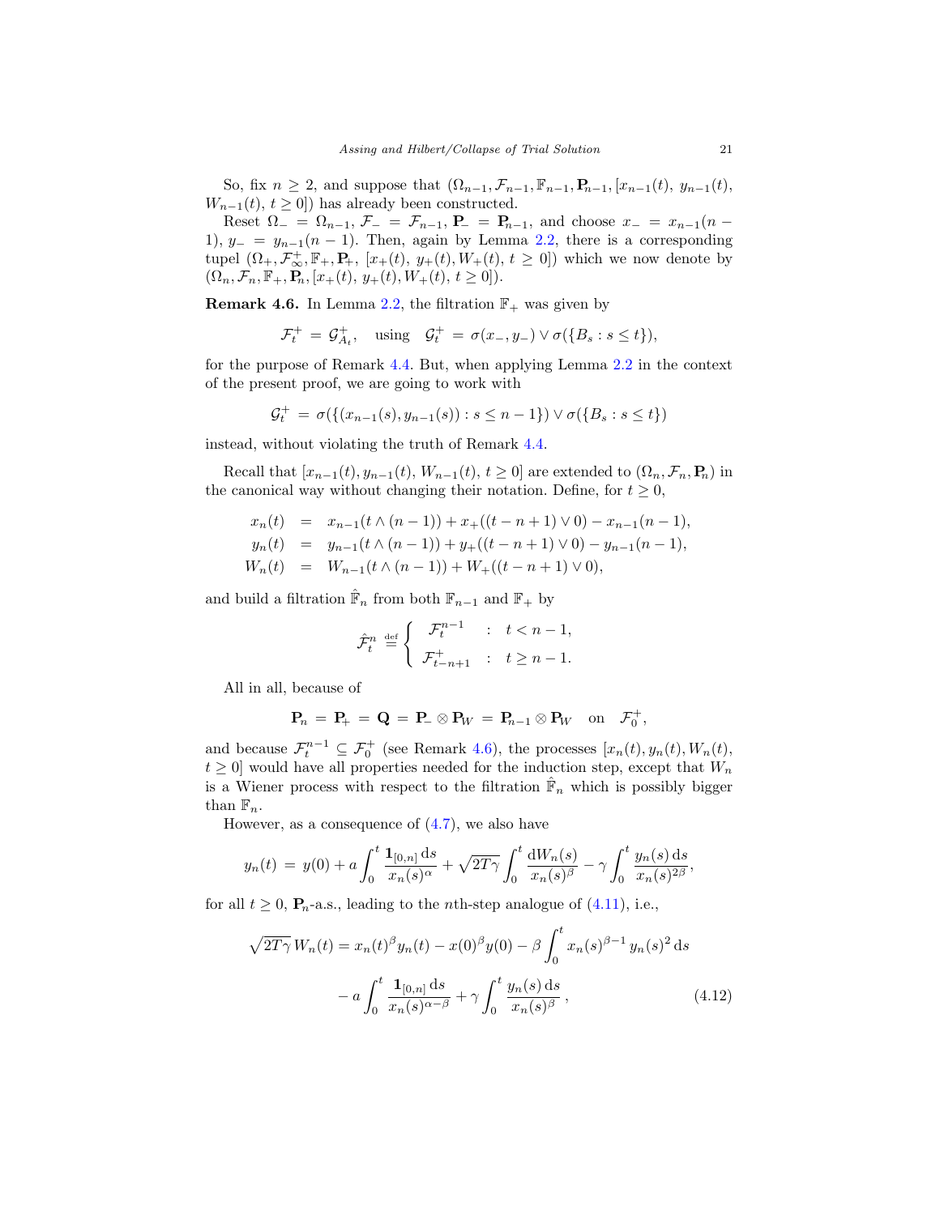So, fix $n \geq 2$, and suppose that $(\Omega_{n-1}, \mathcal{F}_{n-1}, \mathbb{F}_{n-1}, \mathbf{P}_{n-1}, [x_{n-1}(t),\, y_{n-1}(t),\, W_{n-1}(t),\, t \geq 0])$ has already been constructed.

Reset $\Omega_- = \Omega_{n-1}$, $\mathcal{F}_- = \mathcal{F}_{n-1}$, $\mathbf{P}_- = \mathbf{P}_{n-1}$, and choose $x_- = x_{n-1}(n-1)$, $y_- = y_{n-1}(n-1)$. Then, again by Lemma 2.2, there is a corresponding tupel $(\Omega_+, \mathcal{F}^+_\infty, \mathbb{F}_+, \mathbf{P}_+,\, [x_+(t),\, y_+(t), W_+(t),\, t \geq 0])$ which we now denote by $(\Omega_n, \mathcal{F}_n, \mathbb{F}_+, \mathbf{P}_n, [x_+(t),\, y_+(t), W_+(t),\, t \geq 0])$.

**Remark 4.6.** In Lemma 2.2, the filtration $\mathbb{F}_+$ was given by

$$\mathcal{F}^+_t = \mathcal{G}^+_{A_t}, \quad \text{using} \quad \mathcal{G}^+_t \,=\, \sigma(x_-, y_-) \vee \sigma(\{B_s : s \leq t\}),$$

for the purpose of Remark 4.4. But, when applying Lemma 2.2 in the context of the present proof, we are going to work with

$$\mathcal{G}^+_t \,=\, \sigma(\{(x_{n-1}(s), y_{n-1}(s)) : s \leq n-1\}) \vee \sigma(\{B_s : s \leq t\})$$

instead, without violating the truth of Remark 4.4.

Recall that $[x_{n-1}(t), y_{n-1}(t), W_{n-1}(t),\, t \geq 0]$ are extended to $(\Omega_n, \mathcal{F}_n, \mathbf{P}_n)$ in the canonical way without changing their notation. Define, for $t \geq 0$,

$$\begin{aligned}
x_n(t) &= x_{n-1}(t \wedge (n-1)) + x_+((t-n+1) \vee 0) - x_{n-1}(n-1),\\
y_n(t) &= y_{n-1}(t \wedge (n-1)) + y_+((t-n+1) \vee 0) - y_{n-1}(n-1),\\
W_n(t) &= W_{n-1}(t \wedge (n-1)) + W_+((t-n+1) \vee 0),
\end{aligned}$$

and build a filtration $\hat{\mathbb{F}}_n$ from both $\mathbb{F}_{n-1}$ and $\mathbb{F}_+$ by

$$\hat{\mathcal{F}}^n_t \overset{\text{def}}{=} \begin{cases} \mathcal{F}^{n-1}_t & : \quad t < n-1, \\ \mathcal{F}^+_{t-n+1} & : \quad t \geq n-1. \end{cases}$$

All in all, because of

$$\mathbf{P}_n \,=\, \mathbf{P}_+ \,=\, \mathbf{Q} \,=\, \mathbf{P}_- \otimes \mathbf{P}_W \,=\, \mathbf{P}_{n-1} \otimes \mathbf{P}_W \quad \text{on} \quad \mathcal{F}^+_0,$$

and because $\mathcal{F}^{n-1}_t \subseteq \mathcal{F}^+_0$ (see Remark 4.6), the processes $[x_n(t), y_n(t), W_n(t),\, t \geq 0]$ would have all properties needed for the induction step, except that $W_n$ is a Wiener process with respect to the filtration $\hat{\mathbb{F}}_n$ which is possibly bigger than $\mathbb{F}_n$.

However, as a consequence of (4.7), we also have

$$y_n(t) \,=\, y(0) + a\int_0^t \frac{\mathbf{1}_{[0,n]}\,\mathrm{d}s}{x_n(s)^\alpha} + \sqrt{2T\gamma}\int_0^t \frac{\mathrm{d}W_n(s)}{x_n(s)^\beta} - \gamma\int_0^t \frac{y_n(s)\,\mathrm{d}s}{x_n(s)^{2\beta}},$$

for all $t \geq 0$, $\mathbf{P}_n$-a.s., leading to the $n$th-step analogue of (4.11), i.e.,

$$\begin{aligned}
\sqrt{2T\gamma}\, W_n(t) = x_n(t)^\beta y_n(t) - x(0)^\beta y(0) - \beta\int_0^t x_n(s)^{\beta-1}\, y_n(s)^2\,\mathrm{d}s \\
- a\int_0^t \frac{\mathbf{1}_{[0,n]}\,\mathrm{d}s}{x_n(s)^{\alpha-\beta}} + \gamma\int_0^t \frac{y_n(s)\,\mathrm{d}s}{x_n(s)^\beta}\,,
\end{aligned} \tag{4.12}$$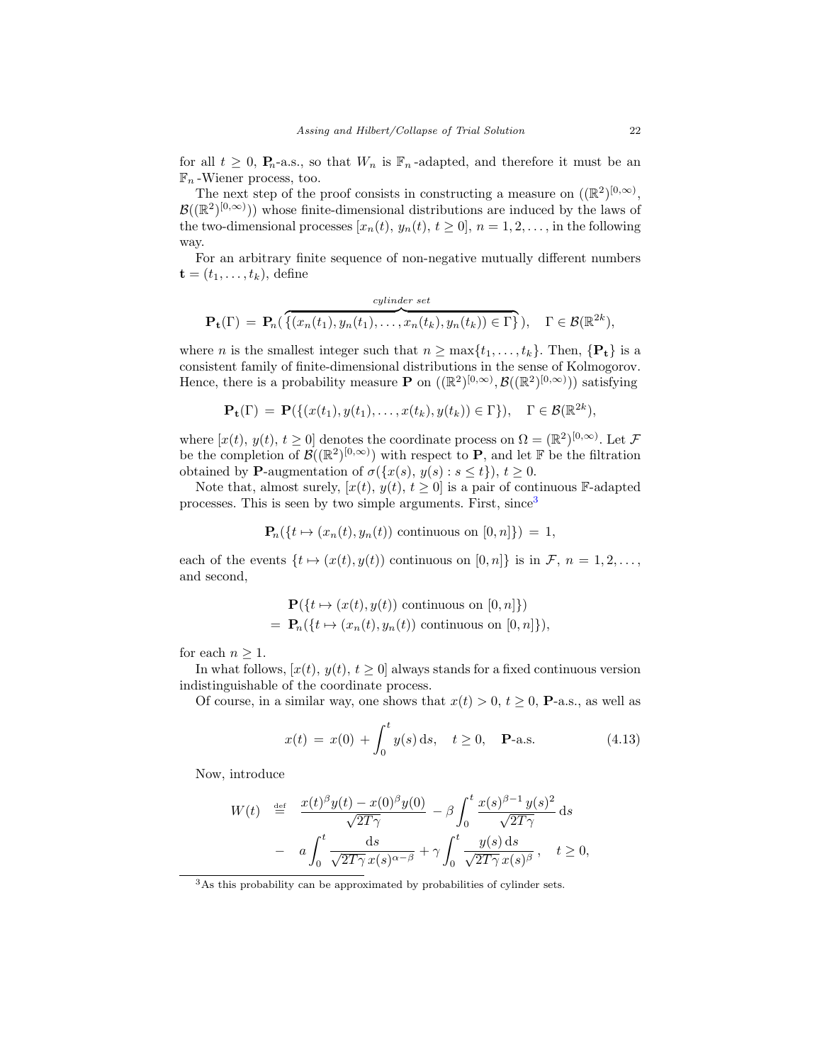for all $t \geq 0$, $\mathbf{P}_n$-a.s., so that $W_n$ is $\mathbb{F}_n$-adapted, and therefore it must be an $\mathbb{F}_n$-Wiener process, too.

The next step of the proof consists in constructing a measure on $((\mathbb{R}^2)^{[0,\infty)}, \mathcal{B}((\mathbb{R}^2)^{[0,\infty)}))$ whose finite-dimensional distributions are induced by the laws of the two-dimensional processes $[x_n(t),\, y_n(t),\, t \geq 0]$, $n = 1, 2, \ldots$, in the following way.

For an arbitrary finite sequence of non-negative mutually different numbers $\mathbf{t} = (t_1, \ldots, t_k)$, define

$$\mathbf{P}_{\mathbf{t}}(\Gamma) \,=\, \mathbf{P}_n(\overbrace{\{(x_n(t_1), y_n(t_1), \ldots, x_n(t_k), y_n(t_k)) \in \Gamma\}}^{cylinder\ set}), \quad \Gamma \in \mathcal{B}(\mathbb{R}^{2k}),$$

where $n$ is the smallest integer such that $n \geq \max\{t_1, \ldots, t_k\}$. Then, $\{\mathbf{P}_{\mathbf{t}}\}$ is a consistent family of finite-dimensional distributions in the sense of Kolmogorov. Hence, there is a probability measure $\mathbf{P}$ on $((\mathbb{R}^2)^{[0,\infty)}, \mathcal{B}((\mathbb{R}^2)^{[0,\infty)}))$ satisfying

$$\mathbf{P}_{\mathbf{t}}(\Gamma) \,=\, \mathbf{P}(\{(x(t_1), y(t_1), \ldots, x(t_k), y(t_k)) \in \Gamma\}), \quad \Gamma \in \mathcal{B}(\mathbb{R}^{2k}),$$

where $[x(t),\, y(t),\, t \geq 0]$ denotes the coordinate process on $\Omega = (\mathbb{R}^2)^{[0,\infty)}$. Let $\mathcal{F}$ be the completion of $\mathcal{B}((\mathbb{R}^2)^{[0,\infty)})$ with respect to $\mathbf{P}$, and let $\mathbb{F}$ be the filtration obtained by $\mathbf{P}$-augmentation of $\sigma(\{x(s),\, y(s) : s \leq t\})$, $t \geq 0$.

Note that, almost surely, $[x(t),\, y(t),\, t \geq 0]$ is a pair of continuous $\mathbb{F}$-adapted processes. This is seen by two simple arguments. First, since[3]

$$\mathbf{P}_n(\{t \mapsto (x_n(t), y_n(t)) \text{ continuous on } [0, n]\}) \,=\, 1,$$

each of the events $\{t \mapsto (x(t), y(t)) \text{ continuous on } [0, n]\}$ is in $\mathcal{F}$, $n = 1, 2, \ldots$, and second,

$$\begin{aligned} &\mathbf{P}(\{t \mapsto (x(t), y(t)) \text{ continuous on } [0, n]\}) \\ =\ &\mathbf{P}_n(\{t \mapsto (x_n(t), y_n(t)) \text{ continuous on } [0, n]\}), \end{aligned}$$

for each $n \geq 1$.

In what follows, $[x(t),\, y(t),\, t \geq 0]$ always stands for a fixed continuous version indistinguishable of the coordinate process.

Of course, in a similar way, one shows that $x(t) > 0$, $t \geq 0$, $\mathbf{P}$-a.s., as well as

$$x(t) \,=\, x(0) + \int_0^t y(s)\, \mathrm{d}s, \quad t \geq 0, \quad \mathbf{P}\text{-a.s.} \tag{4.13}$$

Now, introduce

$$\begin{aligned} W(t) \ &\stackrel{\text{def}}{=}\ \frac{x(t)^\beta y(t) - x(0)^\beta y(0)}{\sqrt{2T\gamma}} - \beta \int_0^t \frac{x(s)^{\beta-1}\, y(s)^2}{\sqrt{2T\gamma}}\, \mathrm{d}s \\ &-\ a \int_0^t \frac{\mathrm{d}s}{\sqrt{2T\gamma}\, x(s)^{\alpha-\beta}} + \gamma \int_0^t \frac{y(s)\, \mathrm{d}s}{\sqrt{2T\gamma}\, x(s)^\beta}\,, \quad t \geq 0, \end{aligned}$$

[3] As this probability can be approximated by probabilities of cylinder sets.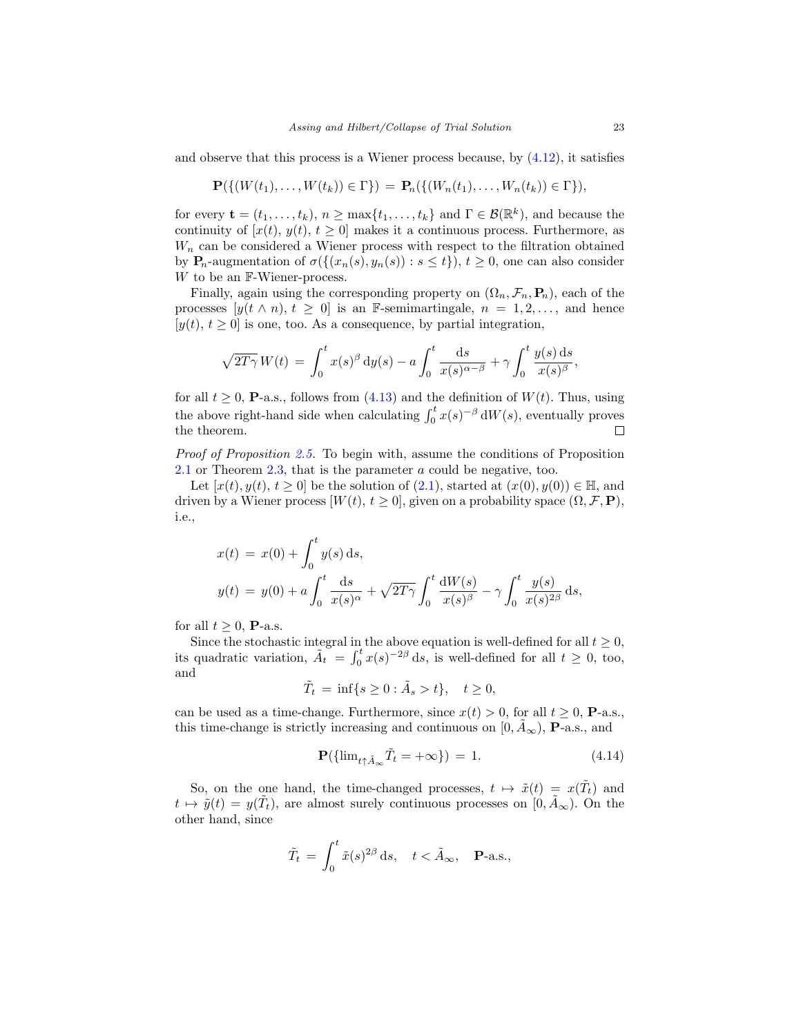and observe that this process is a Wiener process because, by (4.12), it satisfies

$$\mathbf{P}(\{(W(t_1),\ldots,W(t_k))\in\Gamma\}) \,=\, \mathbf{P}_n(\{(W_n(t_1),\ldots,W_n(t_k))\in\Gamma\}),$$

for every $\mathbf{t}=(t_1,\ldots,t_k)$, $n\geq\max\{t_1,\ldots,t_k\}$ and $\Gamma\in\mathcal{B}(\mathbb{R}^k)$, and because the continuity of $[x(t),\,y(t),\,t\geq 0]$ makes it a continuous process. Furthermore, as $W_n$ can be considered a Wiener process with respect to the filtration obtained by $\mathbf{P}_n$-augmentation of $\sigma(\{(x_n(s),y_n(s)) : s\leq t\})$, $t\geq 0$, one can also consider $W$ to be an $\mathbb{F}$-Wiener-process.

Finally, again using the corresponding property on $(\Omega_n,\mathcal{F}_n,\mathbf{P}_n)$, each of the processes $[y(t\wedge n),\,t\geq 0]$ is an $\mathbb{F}$-semimartingale, $n=1,2,\ldots,$ and hence $[y(t),\,t\geq 0]$ is one, too. As a consequence, by partial integration,

$$\sqrt{2T\gamma}\,W(t) \,=\, \int_0^t x(s)^\beta\,\mathrm{d}y(s) - a\int_0^t \frac{\mathrm{d}s}{x(s)^{\alpha-\beta}} + \gamma\int_0^t \frac{y(s)\,\mathrm{d}s}{x(s)^\beta},$$

for all $t\geq 0$, $\mathbf{P}$-a.s., follows from (4.13) and the definition of $W(t)$. Thus, using the above right-hand side when calculating $\int_0^t x(s)^{-\beta}\,\mathrm{d}W(s)$, eventually proves the theorem. □

*Proof of Proposition 2.5.* To begin with, assume the conditions of Proposition 2.1 or Theorem 2.3, that is the parameter $a$ could be negative, too.

Let $[x(t),y(t),\,t\geq 0]$ be the solution of (2.1), started at $(x(0),y(0))\in\mathbb{H}$, and driven by a Wiener process $[W(t),\,t\geq 0]$, given on a probability space $(\Omega,\mathcal{F},\mathbf{P})$, i.e.,

$$\begin{aligned}
x(t) \,&=\, x(0) + \int_0^t y(s)\,\mathrm{d}s,\\
y(t) \,&=\, y(0) + a\int_0^t \frac{\mathrm{d}s}{x(s)^\alpha} + \sqrt{2T\gamma}\int_0^t \frac{\mathrm{d}W(s)}{x(s)^\beta} - \gamma\int_0^t \frac{y(s)}{x(s)^{2\beta}}\,\mathrm{d}s,
\end{aligned}$$

for all $t\geq 0$, $\mathbf{P}$-a.s.

Since the stochastic integral in the above equation is well-defined for all $t\geq 0$, its quadratic variation, $\tilde{A}_t \,=\, \int_0^t x(s)^{-2\beta}\,\mathrm{d}s$, is well-defined for all $t\geq 0$, too, and

$$\tilde{T}_t \,=\, \inf\{s\geq 0 : \tilde{A}_s > t\},\quad t\geq 0,$$

can be used as a time-change. Furthermore, since $x(t)>0$, for all $t\geq 0$, $\mathbf{P}$-a.s., this time-change is strictly increasing and continuous on $[0,\tilde{A}_\infty)$, $\mathbf{P}$-a.s., and

$$\mathbf{P}(\{\lim_{t\uparrow\tilde{A}_\infty}\tilde{T}_t = +\infty\}) \,=\, 1. \tag{4.14}$$

So, on the one hand, the time-changed processes, $t\mapsto\tilde{x}(t)=x(\tilde{T}_t)$ and $t\mapsto\tilde{y}(t)=y(\tilde{T}_t)$, are almost surely continuous processes on $[0,\tilde{A}_\infty)$. On the other hand, since

$$\tilde{T}_t \,=\, \int_0^t \tilde{x}(s)^{2\beta}\,\mathrm{d}s,\quad t<\tilde{A}_\infty,\quad \mathbf{P}\text{-a.s.},$$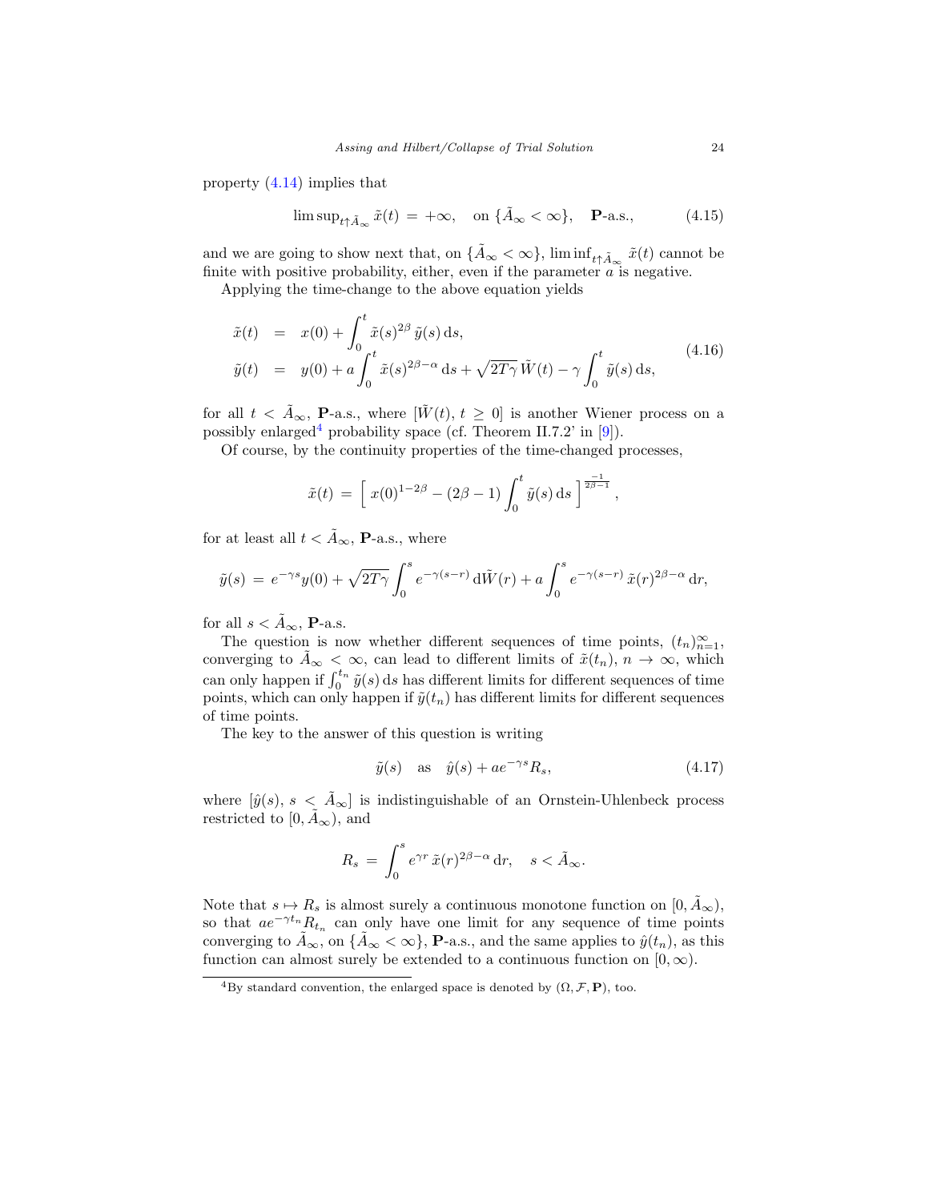property (4.14) implies that

$$\limsup_{t\uparrow\tilde{A}_\infty} \tilde{x}(t) \,=\, +\infty, \quad \text{on } \{\tilde{A}_\infty < \infty\}, \quad \mathbf{P}\text{-a.s.}, \tag{4.15}$$

and we are going to show next that, on $\{\tilde{A}_\infty < \infty\}$, $\liminf_{t\uparrow\tilde{A}_\infty} \tilde{x}(t)$ cannot be finite with positive probability, either, even if the parameter $a$ is negative.

Applying the time-change to the above equation yields

$$\begin{aligned}
\tilde{x}(t) &= x(0) + \int_0^t \tilde{x}(s)^{2\beta}\, \tilde{y}(s)\, \mathrm{d}s, \\
\tilde{y}(t) &= y(0) + a\int_0^t \tilde{x}(s)^{2\beta-\alpha}\, \mathrm{d}s + \sqrt{2T\gamma}\, \tilde{W}(t) - \gamma \int_0^t \tilde{y}(s)\, \mathrm{d}s,
\end{aligned} \tag{4.16}$$

for all $t < \tilde{A}_\infty$, $\mathbf{P}$-a.s., where $[\tilde{W}(t),\, t \geq 0]$ is another Wiener process on a possibly enlarged[4] probability space (cf. Theorem II.7.2' in [9]).

Of course, by the continuity properties of the time-changed processes,

$$\tilde{x}(t) \,=\, \Big[\, x(0)^{1-2\beta} - (2\beta - 1)\int_0^t \tilde{y}(s)\, \mathrm{d}s \,\Big]^{\frac{-1}{2\beta-1}},$$

for at least all $t < \tilde{A}_\infty$, $\mathbf{P}$-a.s., where

$$\tilde{y}(s) \,=\, e^{-\gamma s} y(0) + \sqrt{2T\gamma}\int_0^s e^{-\gamma(s-r)}\, \mathrm{d}\tilde{W}(r) + a\int_0^s e^{-\gamma(s-r)}\, \tilde{x}(r)^{2\beta-\alpha}\, \mathrm{d}r,$$

for all $s < \tilde{A}_\infty$, $\mathbf{P}$-a.s.

The question is now whether different sequences of time points, $(t_n)_{n=1}^\infty$, converging to $\tilde{A}_\infty < \infty$, can lead to different limits of $\tilde{x}(t_n)$, $n \to \infty$, which can only happen if $\int_0^{t_n} \tilde{y}(s)\, \mathrm{d}s$ has different limits for different sequences of time points, which can only happen if $\tilde{y}(t_n)$ has different limits for different sequences of time points.

The key to the answer of this question is writing

$$\tilde{y}(s) \quad \text{as} \quad \hat{y}(s) + a e^{-\gamma s} R_s, \tag{4.17}$$

where $[\hat{y}(s),\, s < \tilde{A}_\infty]$ is indistinguishable of an Ornstein-Uhlenbeck process restricted to $[0, \tilde{A}_\infty)$, and

$$R_s \,=\, \int_0^s e^{\gamma r}\, \tilde{x}(r)^{2\beta-\alpha}\, \mathrm{d}r, \quad s < \tilde{A}_\infty.$$

Note that $s \mapsto R_s$ is almost surely a continuous monotone function on $[0, \tilde{A}_\infty)$, so that $ae^{-\gamma t_n} R_{t_n}$ can only have one limit for any sequence of time points converging to $\tilde{A}_\infty$, on $\{\tilde{A}_\infty < \infty\}$, $\mathbf{P}$-a.s., and the same applies to $\hat{y}(t_n)$, as this function can almost surely be extended to a continuous function on $[0, \infty)$.

[4] By standard convention, the enlarged space is denoted by $(\Omega, \mathcal{F}, \mathbf{P})$, too.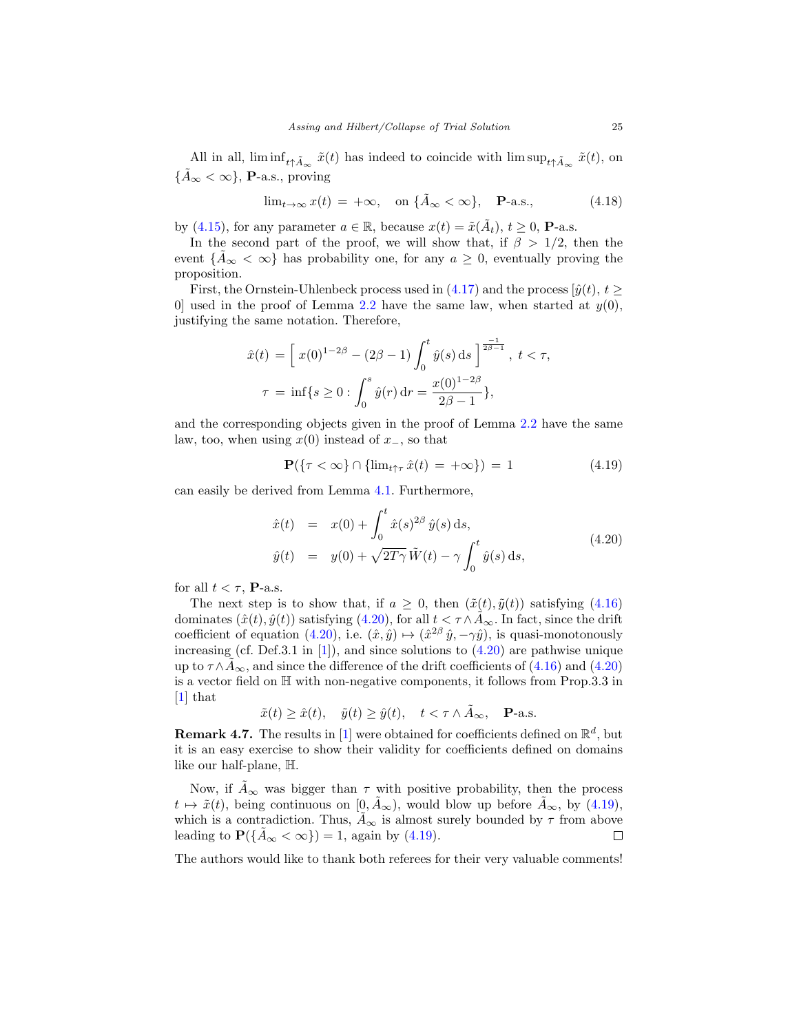All in all, $\liminf_{t\uparrow\tilde{A}_\infty} \tilde{x}(t)$ has indeed to coincide with $\limsup_{t\uparrow\tilde{A}_\infty} \tilde{x}(t)$, on $\{\tilde{A}_\infty < \infty\}$, **P**-a.s., proving

$$\lim_{t\to\infty} x(t) \,=\, +\infty, \quad \text{on } \{\tilde{A}_\infty < \infty\}, \quad \mathbf{P}\text{-a.s.}, \tag{4.18}$$

by (4.15), for any parameter $a \in \mathbb{R}$, because $x(t) = \tilde{x}(\tilde{A}_t)$, $t \geq 0$, **P**-a.s.

In the second part of the proof, we will show that, if $\beta > 1/2$, then the event $\{\tilde{A}_\infty < \infty\}$ has probability one, for any $a \geq 0$, eventually proving the proposition.

First, the Ornstein-Uhlenbeck process used in (4.17) and the process $[\hat{y}(t),\, t \geq 0]$ used in the proof of Lemma 2.2 have the same law, when started at $y(0)$, justifying the same notation. Therefore,

$$\hat{x}(t) \,=\, \Big[\; x(0)^{1-2\beta} - (2\beta - 1)\int_0^t \hat{y}(s)\,\mathrm{d}s \;\Big]^{\frac{-1}{2\beta-1}}\,,\; t < \tau,$$

$$\tau \,=\, \inf\{s \geq 0 : \int_0^s \hat{y}(r)\,\mathrm{d}r = \frac{x(0)^{1-2\beta}}{2\beta - 1}\},$$

and the corresponding objects given in the proof of Lemma 2.2 have the same law, too, when using $x(0)$ instead of $x_-$, so that

$$\mathbf{P}(\{\tau < \infty\} \cap \{\lim_{t\uparrow\tau} \hat{x}(t) \,=\, +\infty\}) \,=\, 1 \tag{4.19}$$

can easily be derived from Lemma 4.1. Furthermore,

$$\begin{aligned} \hat{x}(t) &= x(0) + \int_0^t \hat{x}(s)^{2\beta}\,\hat{y}(s)\,\mathrm{d}s, \\ \hat{y}(t) &= y(0) + \sqrt{2T\gamma}\,\tilde{W}(t) - \gamma\int_0^t \hat{y}(s)\,\mathrm{d}s, \end{aligned} \tag{4.20}$$

for all $t < \tau$, **P**-a.s.

The next step is to show that, if $a \geq 0$, then $(\tilde{x}(t), \tilde{y}(t))$ satisfying (4.16) dominates $(\hat{x}(t), \hat{y}(t))$ satisfying (4.20), for all $t < \tau \wedge \tilde{A}_\infty$. In fact, since the drift coefficient of equation (4.20), i.e. $(\hat{x}, \hat{y}) \mapsto (\hat{x}^{2\beta}\,\hat{y}, -\gamma\hat{y})$, is quasi-monotonously increasing (cf. Def.3.1 in [1]), and since solutions to (4.20) are pathwise unique up to $\tau \wedge \tilde{A}_\infty$, and since the difference of the drift coefficients of (4.16) and (4.20) is a vector field on $\mathbb{H}$ with non-negative components, it follows from Prop.3.3 in [1] that

$$\tilde{x}(t) \geq \hat{x}(t), \quad \tilde{y}(t) \geq \hat{y}(t), \quad t < \tau \wedge \tilde{A}_\infty, \quad \mathbf{P}\text{-a.s.}$$

**Remark 4.7.** The results in [1] were obtained for coefficients defined on $\mathbb{R}^d$, but it is an easy exercise to show their validity for coefficients defined on domains like our half-plane, $\mathbb{H}$.

Now, if $\tilde{A}_\infty$ was bigger than $\tau$ with positive probability, then the process $t \mapsto \tilde{x}(t)$, being continuous on $[0, \tilde{A}_\infty)$, would blow up before $\tilde{A}_\infty$, by (4.19), which is a contradiction. Thus, $\tilde{A}_\infty$ is almost surely bounded by $\tau$ from above leading to $\mathbf{P}(\{\tilde{A}_\infty < \infty\}) = 1$, again by (4.19). □

The authors would like to thank both referees for their very valuable comments!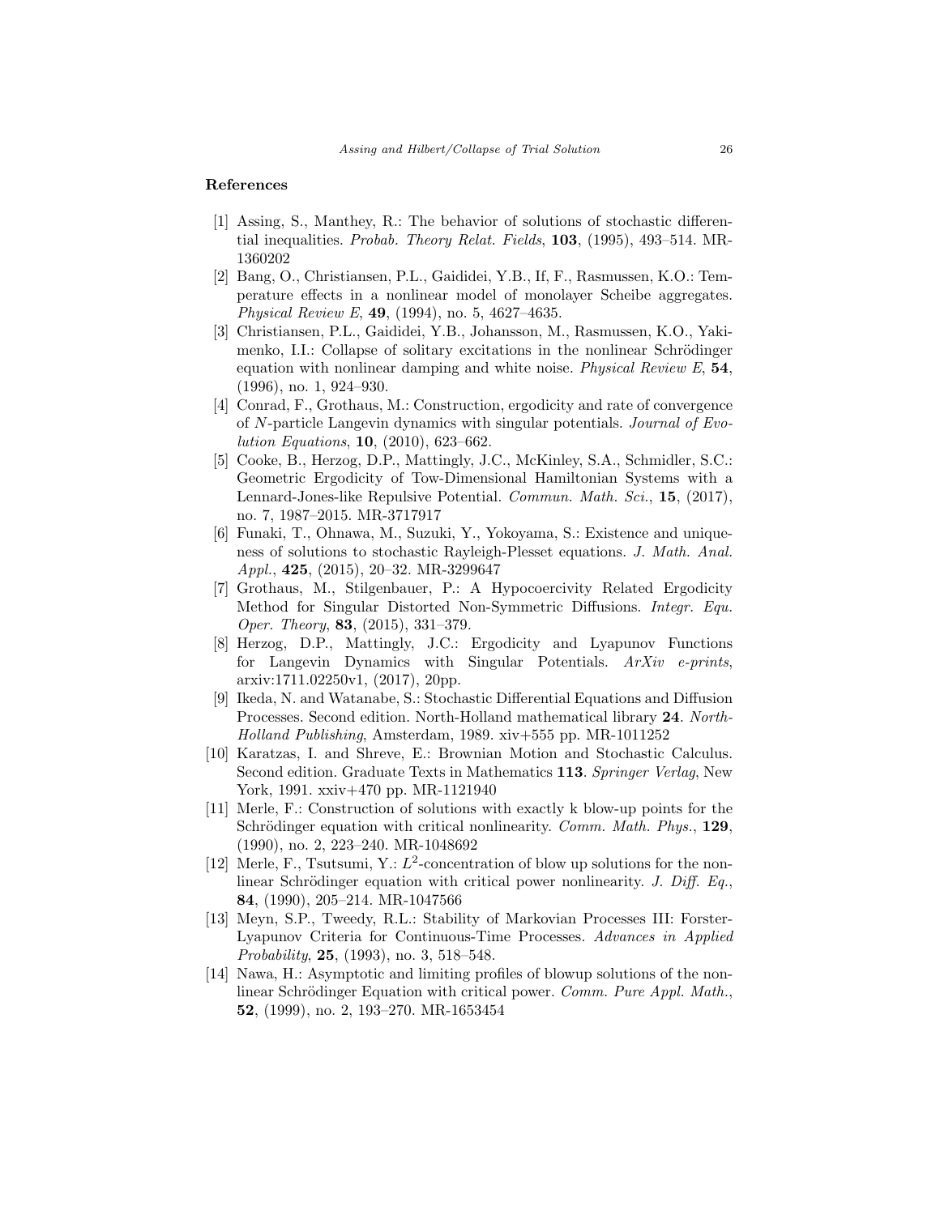## References

[1] Assing, S., Manthey, R.: The behavior of solutions of stochastic differential inequalities. *Probab. Theory Relat. Fields*, **103**, (1995), 493–514. MR-1360202

[2] Bang, O., Christiansen, P.L., Gaididei, Y.B., If, F., Rasmussen, K.O.: Temperature effects in a nonlinear model of monolayer Scheibe aggregates. *Physical Review E*, **49**, (1994), no. 5, 4627–4635.

[3] Christiansen, P.L., Gaididei, Y.B., Johansson, M., Rasmussen, K.O., Yakimenko, I.I.: Collapse of solitary excitations in the nonlinear Schrödinger equation with nonlinear damping and white noise. *Physical Review E*, **54**, (1996), no. 1, 924–930.

[4] Conrad, F., Grothaus, M.: Construction, ergodicity and rate of convergence of $N$-particle Langevin dynamics with singular potentials. *Journal of Evolution Equations*, **10**, (2010), 623–662.

[5] Cooke, B., Herzog, D.P., Mattingly, J.C., McKinley, S.A., Schmidler, S.C.: Geometric Ergodicity of Tow-Dimensional Hamiltonian Systems with a Lennard-Jones-like Repulsive Potential. *Commun. Math. Sci.*, **15**, (2017), no. 7, 1987–2015. MR-3717917

[6] Funaki, T., Ohnawa, M., Suzuki, Y., Yokoyama, S.: Existence and uniqueness of solutions to stochastic Rayleigh-Plesset equations. *J. Math. Anal. Appl.*, **425**, (2015), 20–32. MR-3299647

[7] Grothaus, M., Stilgenbauer, P.: A Hypocoercivity Related Ergodicity Method for Singular Distorted Non-Symmetric Diffusions. *Integr. Equ. Oper. Theory*, **83**, (2015), 331–379.

[8] Herzog, D.P., Mattingly, J.C.: Ergodicity and Lyapunov Functions for Langevin Dynamics with Singular Potentials. *ArXiv e-prints*, arxiv:1711.02250v1, (2017), 20pp.

[9] Ikeda, N. and Watanabe, S.: Stochastic Differential Equations and Diffusion Processes. Second edition. North-Holland mathematical library **24**. *North-Holland Publishing*, Amsterdam, 1989. xiv+555 pp. MR-1011252

[10] Karatzas, I. and Shreve, E.: Brownian Motion and Stochastic Calculus. Second edition. Graduate Texts in Mathematics **113**. *Springer Verlag*, New York, 1991. xxiv+470 pp. MR-1121940

[11] Merle, F.: Construction of solutions with exactly k blow-up points for the Schrödinger equation with critical nonlinearity. *Comm. Math. Phys.*, **129**, (1990), no. 2, 223–240. MR-1048692

[12] Merle, F., Tsutsumi, Y.: $L^2$-concentration of blow up solutions for the nonlinear Schrödinger equation with critical power nonlinearity. *J. Diff. Eq.*, **84**, (1990), 205–214. MR-1047566

[13] Meyn, S.P., Tweedy, R.L.: Stability of Markovian Processes III: Forster-Lyapunov Criteria for Continuous-Time Processes. *Advances in Applied Probability*, **25**, (1993), no. 3, 518–548.

[14] Nawa, H.: Asymptotic and limiting profiles of blowup solutions of the nonlinear Schrödinger Equation with critical power. *Comm. Pure Appl. Math.*, **52**, (1999), no. 2, 193–270. MR-1653454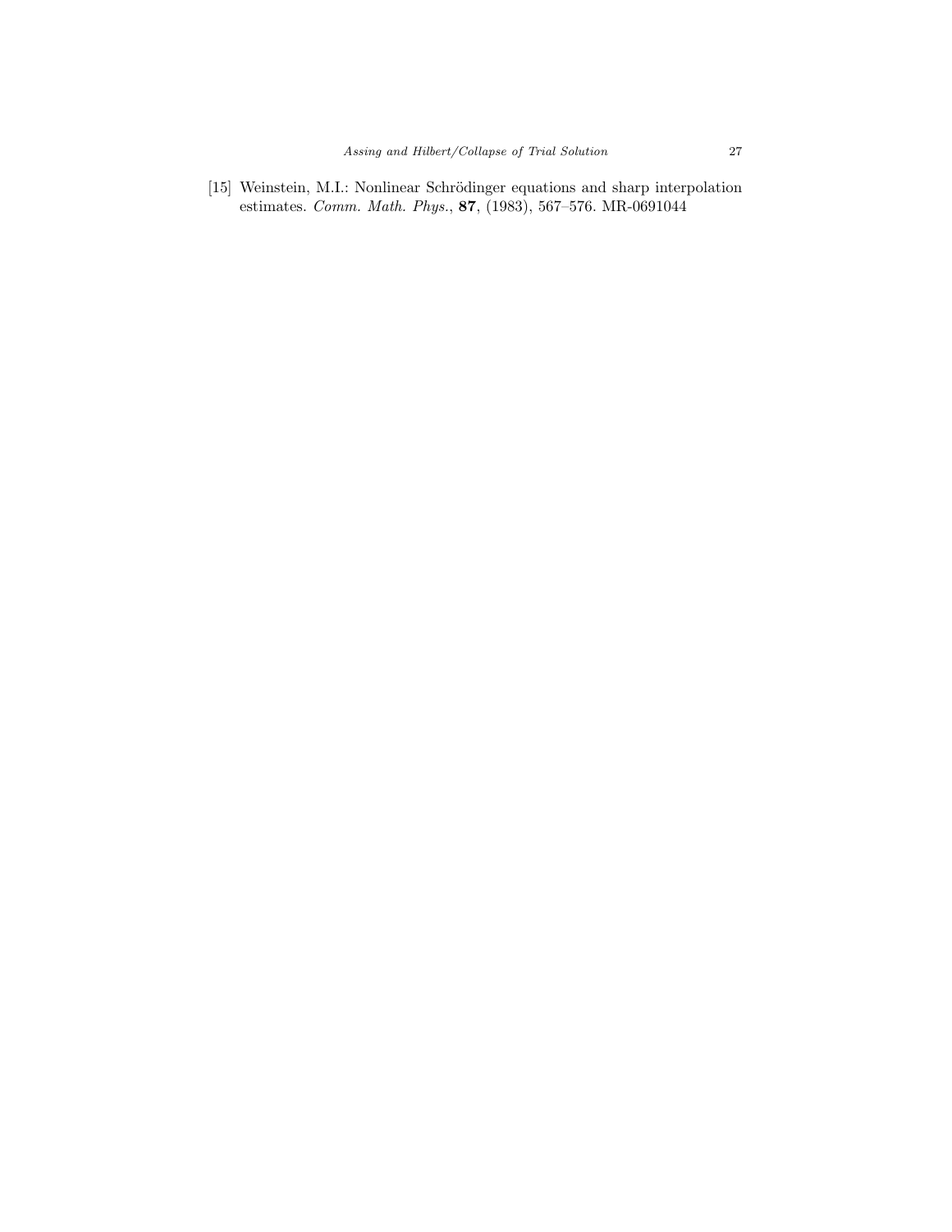[15] Weinstein, M.I.: Nonlinear Schrödinger equations and sharp interpolation estimates. *Comm. Math. Phys.*, **87**, (1983), 567–576. MR-0691044